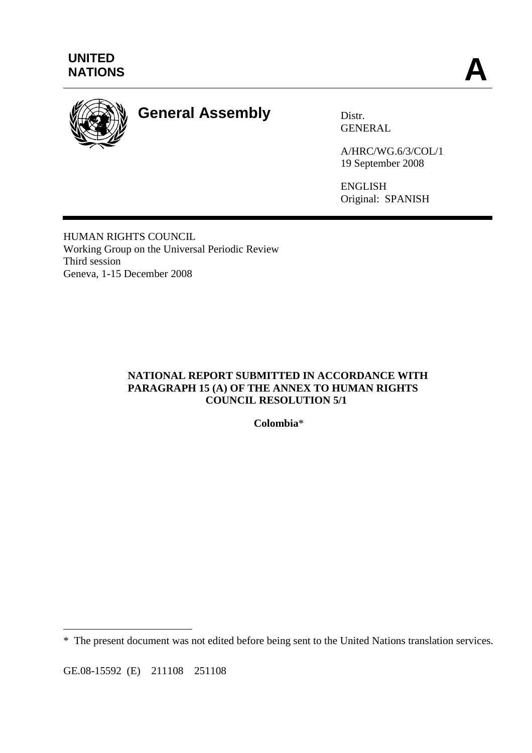UNITED NATIONS

**A**

# General Assembly

Distr.
GENERAL

A/HRC/WG.6/3/COL/1
19 September 2008

ENGLISH
Original: SPANISH

HUMAN RIGHTS COUNCIL
Working Group on the Universal Periodic Review
Third session
Geneva, 1-15 December 2008

**NATIONAL REPORT SUBMITTED IN ACCORDANCE WITH PARAGRAPH 15 (A) OF THE ANNEX TO HUMAN RIGHTS COUNCIL RESOLUTION 5/1**

**Colombia***

\* The present document was not edited before being sent to the United Nations translation services.

GE.08-15592 (E) 211108 251108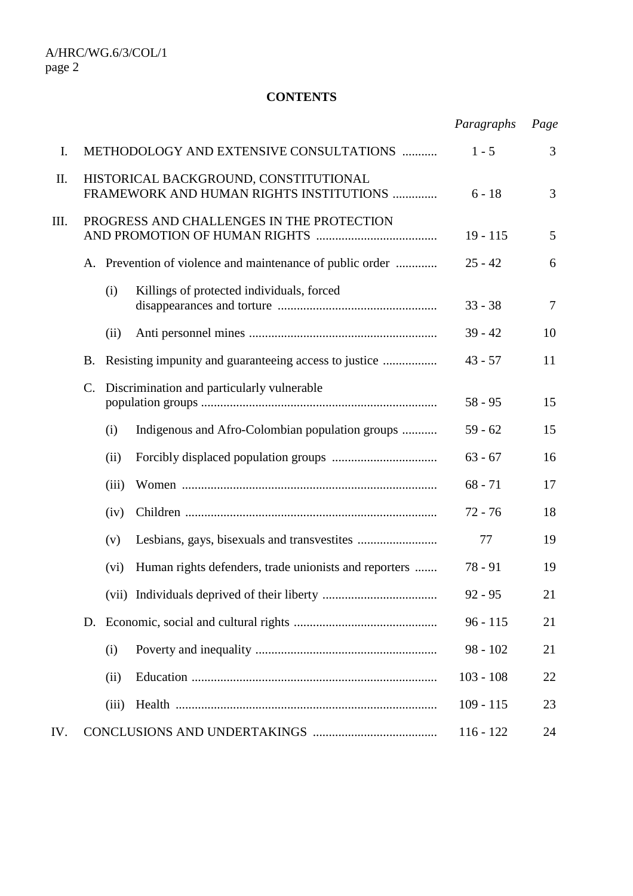**CONTENTS**

| | | *Paragraphs* | *Page* |
|---|---|---|---|
| I. | METHODOLOGY AND EXTENSIVE CONSULTATIONS | 1 - 5 | 3 |
| II. | HISTORICAL BACKGROUND, CONSTITUTIONAL FRAMEWORK AND HUMAN RIGHTS INSTITUTIONS | 6 - 18 | 3 |
| III. | PROGRESS AND CHALLENGES IN THE PROTECTION AND PROMOTION OF HUMAN RIGHTS | 19 - 115 | 5 |
| | A. Prevention of violence and maintenance of public order | 25 - 42 | 6 |
| | (i) Killings of protected individuals, forced disappearances and torture | 33 - 38 | 7 |
| | (ii) Anti personnel mines | 39 - 42 | 10 |
| | B. Resisting impunity and guaranteeing access to justice | 43 - 57 | 11 |
| | C. Discrimination and particularly vulnerable population groups | 58 - 95 | 15 |
| | (i) Indigenous and Afro-Colombian population groups | 59 - 62 | 15 |
| | (ii) Forcibly displaced population groups | 63 - 67 | 16 |
| | (iii) Women | 68 - 71 | 17 |
| | (iv) Children | 72 - 76 | 18 |
| | (v) Lesbians, gays, bisexuals and transvestites | 77 | 19 |
| | (vi) Human rights defenders, trade unionists and reporters | 78 - 91 | 19 |
| | (vii) Individuals deprived of their liberty | 92 - 95 | 21 |
| | D. Economic, social and cultural rights | 96 - 115 | 21 |
| | (i) Poverty and inequality | 98 - 102 | 21 |
| | (ii) Education | 103 - 108 | 22 |
| | (iii) Health | 109 - 115 | 23 |
| IV. | CONCLUSIONS AND UNDERTAKINGS | 116 - 122 | 24 |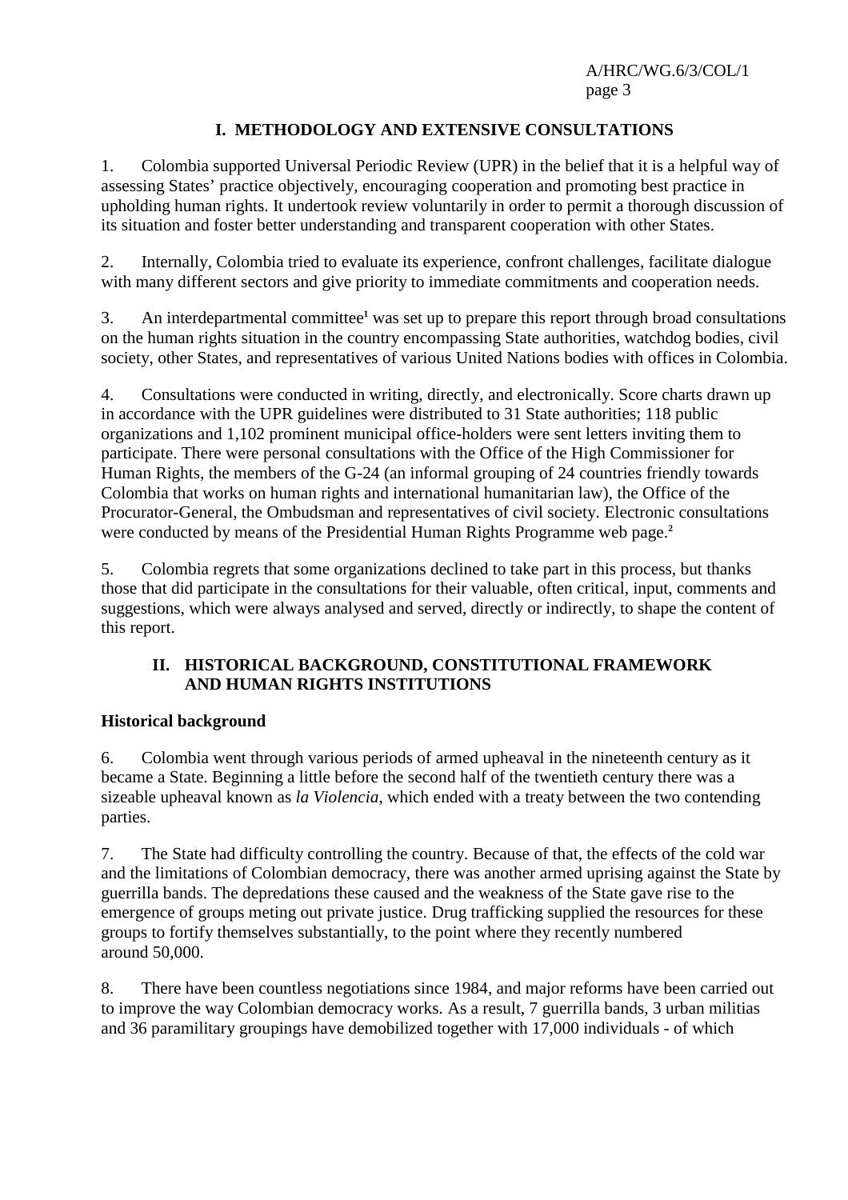# I. METHODOLOGY AND EXTENSIVE CONSULTATIONS

1. Colombia supported Universal Periodic Review (UPR) in the belief that it is a helpful way of assessing States' practice objectively, encouraging cooperation and promoting best practice in upholding human rights. It undertook review voluntarily in order to permit a thorough discussion of its situation and foster better understanding and transparent cooperation with other States.

2. Internally, Colombia tried to evaluate its experience, confront challenges, facilitate dialogue with many different sectors and give priority to immediate commitments and cooperation needs.

3. An interdepartmental committee[1] was set up to prepare this report through broad consultations on the human rights situation in the country encompassing State authorities, watchdog bodies, civil society, other States, and representatives of various United Nations bodies with offices in Colombia.

4. Consultations were conducted in writing, directly, and electronically. Score charts drawn up in accordance with the UPR guidelines were distributed to 31 State authorities; 118 public organizations and 1,102 prominent municipal office-holders were sent letters inviting them to participate. There were personal consultations with the Office of the High Commissioner for Human Rights, the members of the G-24 (an informal grouping of 24 countries friendly towards Colombia that works on human rights and international humanitarian law), the Office of the Procurator-General, the Ombudsman and representatives of civil society. Electronic consultations were conducted by means of the Presidential Human Rights Programme web page.[2]

5. Colombia regrets that some organizations declined to take part in this process, but thanks those that did participate in the consultations for their valuable, often critical, input, comments and suggestions, which were always analysed and served, directly or indirectly, to shape the content of this report.

# II. HISTORICAL BACKGROUND, CONSTITUTIONAL FRAMEWORK AND HUMAN RIGHTS INSTITUTIONS

**Historical background**

6. Colombia went through various periods of armed upheaval in the nineteenth century as it became a State. Beginning a little before the second half of the twentieth century there was a sizeable upheaval known as *la Violencia*, which ended with a treaty between the two contending parties.

7. The State had difficulty controlling the country. Because of that, the effects of the cold war and the limitations of Colombian democracy, there was another armed uprising against the State by guerrilla bands. The depredations these caused and the weakness of the State gave rise to the emergence of groups meting out private justice. Drug trafficking supplied the resources for these groups to fortify themselves substantially, to the point where they recently numbered around 50,000.

8. There have been countless negotiations since 1984, and major reforms have been carried out to improve the way Colombian democracy works. As a result, 7 guerrilla bands, 3 urban militias and 36 paramilitary groupings have demobilized together with 17,000 individuals - of which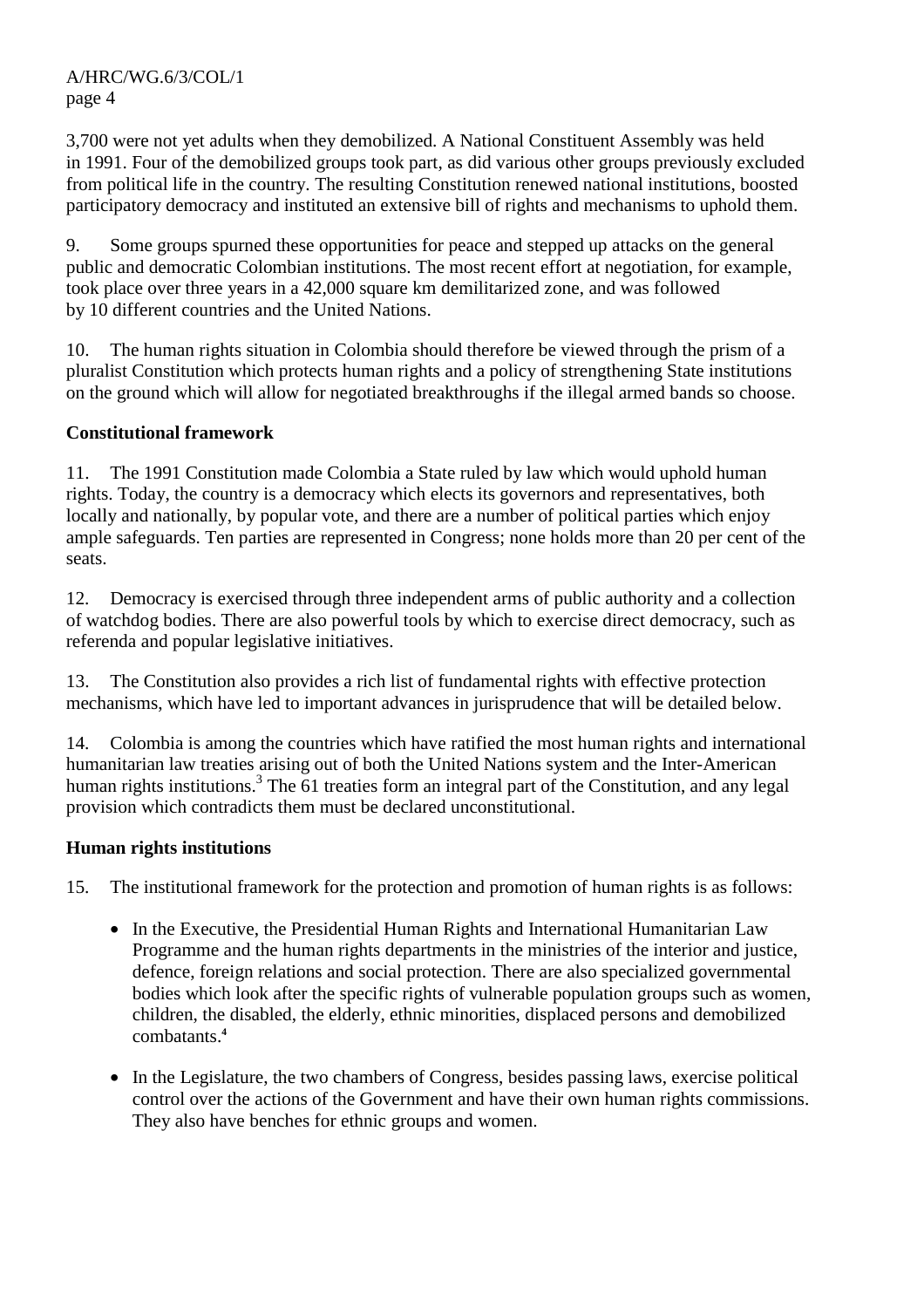3,700 were not yet adults when they demobilized. A National Constituent Assembly was held in 1991. Four of the demobilized groups took part, as did various other groups previously excluded from political life in the country. The resulting Constitution renewed national institutions, boosted participatory democracy and instituted an extensive bill of rights and mechanisms to uphold them.

9. Some groups spurned these opportunities for peace and stepped up attacks on the general public and democratic Colombian institutions. The most recent effort at negotiation, for example, took place over three years in a 42,000 square km demilitarized zone, and was followed by 10 different countries and the United Nations.

10. The human rights situation in Colombia should therefore be viewed through the prism of a pluralist Constitution which protects human rights and a policy of strengthening State institutions on the ground which will allow for negotiated breakthroughs if the illegal armed bands so choose.

**Constitutional framework**

11. The 1991 Constitution made Colombia a State ruled by law which would uphold human rights. Today, the country is a democracy which elects its governors and representatives, both locally and nationally, by popular vote, and there are a number of political parties which enjoy ample safeguards. Ten parties are represented in Congress; none holds more than 20 per cent of the seats.

12. Democracy is exercised through three independent arms of public authority and a collection of watchdog bodies. There are also powerful tools by which to exercise direct democracy, such as referenda and popular legislative initiatives.

13. The Constitution also provides a rich list of fundamental rights with effective protection mechanisms, which have led to important advances in jurisprudence that will be detailed below.

14. Colombia is among the countries which have ratified the most human rights and international humanitarian law treaties arising out of both the United Nations system and the Inter-American human rights institutions.[3] The 61 treaties form an integral part of the Constitution, and any legal provision which contradicts them must be declared unconstitutional.

**Human rights institutions**

15. The institutional framework for the protection and promotion of human rights is as follows:

- In the Executive, the Presidential Human Rights and International Humanitarian Law Programme and the human rights departments in the ministries of the interior and justice, defence, foreign relations and social protection. There are also specialized governmental bodies which look after the specific rights of vulnerable population groups such as women, children, the disabled, the elderly, ethnic minorities, displaced persons and demobilized combatants.[4]

- In the Legislature, the two chambers of Congress, besides passing laws, exercise political control over the actions of the Government and have their own human rights commissions. They also have benches for ethnic groups and women.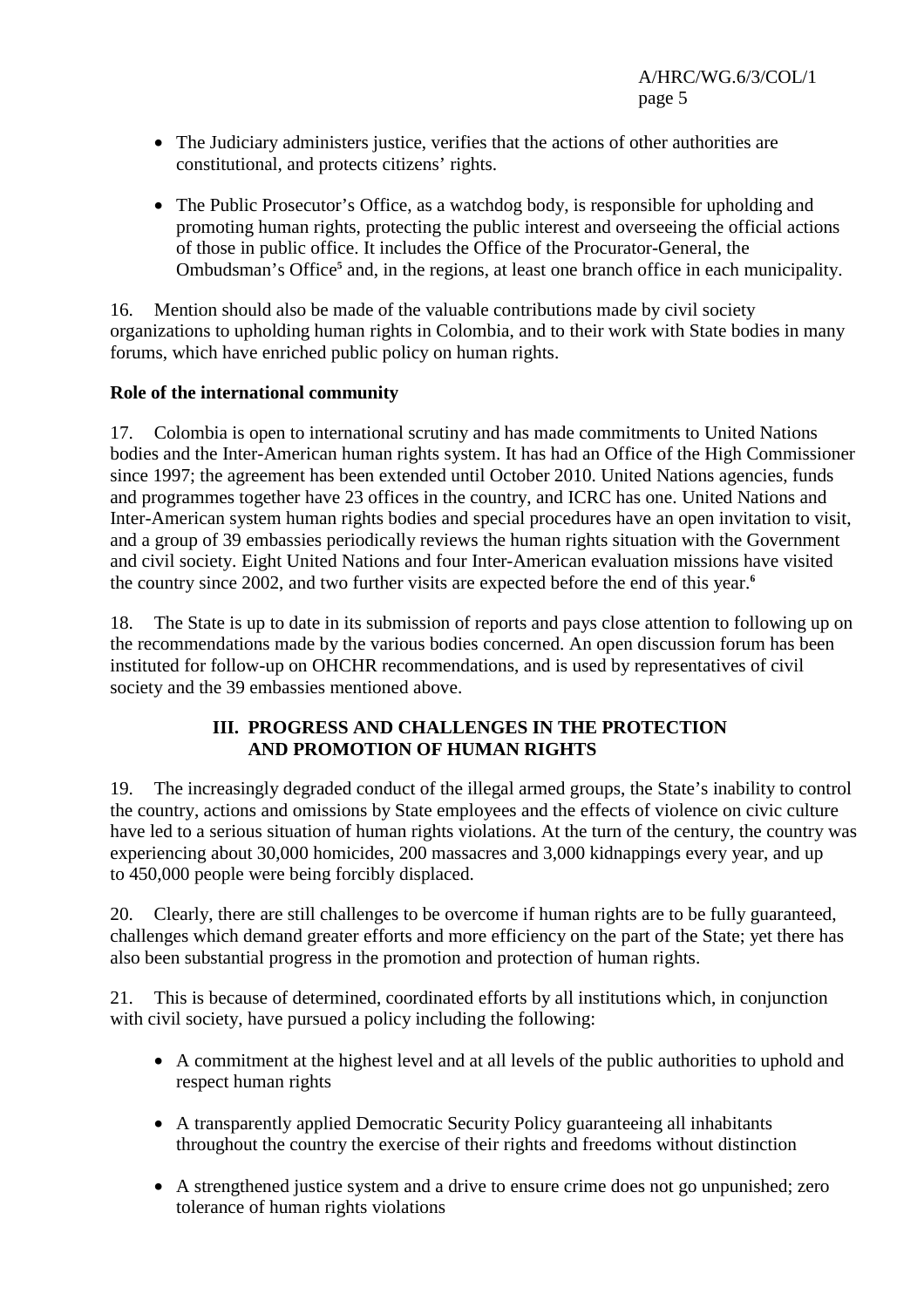- The Judiciary administers justice, verifies that the actions of other authorities are constitutional, and protects citizens' rights.

- The Public Prosecutor's Office, as a watchdog body, is responsible for upholding and promoting human rights, protecting the public interest and overseeing the official actions of those in public office. It includes the Office of the Procurator-General, the Ombudsman's Office[5] and, in the regions, at least one branch office in each municipality.

16. Mention should also be made of the valuable contributions made by civil society organizations to upholding human rights in Colombia, and to their work with State bodies in many forums, which have enriched public policy on human rights.

**Role of the international community**

17. Colombia is open to international scrutiny and has made commitments to United Nations bodies and the Inter-American human rights system. It has had an Office of the High Commissioner since 1997; the agreement has been extended until October 2010. United Nations agencies, funds and programmes together have 23 offices in the country, and ICRC has one. United Nations and Inter-American system human rights bodies and special procedures have an open invitation to visit, and a group of 39 embassies periodically reviews the human rights situation with the Government and civil society. Eight United Nations and four Inter-American evaluation missions have visited the country since 2002, and two further visits are expected before the end of this year.[6]

18. The State is up to date in its submission of reports and pays close attention to following up on the recommendations made by the various bodies concerned. An open discussion forum has been instituted for follow-up on OHCHR recommendations, and is used by representatives of civil society and the 39 embassies mentioned above.

## III. PROGRESS AND CHALLENGES IN THE PROTECTION AND PROMOTION OF HUMAN RIGHTS

19. The increasingly degraded conduct of the illegal armed groups, the State's inability to control the country, actions and omissions by State employees and the effects of violence on civic culture have led to a serious situation of human rights violations. At the turn of the century, the country was experiencing about 30,000 homicides, 200 massacres and 3,000 kidnappings every year, and up to 450,000 people were being forcibly displaced.

20. Clearly, there are still challenges to be overcome if human rights are to be fully guaranteed, challenges which demand greater efforts and more efficiency on the part of the State; yet there has also been substantial progress in the promotion and protection of human rights.

21. This is because of determined, coordinated efforts by all institutions which, in conjunction with civil society, have pursued a policy including the following:

- A commitment at the highest level and at all levels of the public authorities to uphold and respect human rights

- A transparently applied Democratic Security Policy guaranteeing all inhabitants throughout the country the exercise of their rights and freedoms without distinction

- A strengthened justice system and a drive to ensure crime does not go unpunished; zero tolerance of human rights violations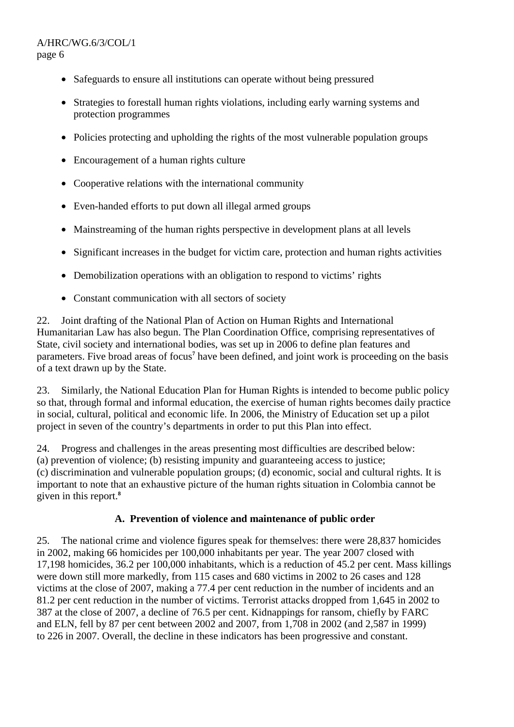- Safeguards to ensure all institutions can operate without being pressured
- Strategies to forestall human rights violations, including early warning systems and protection programmes
- Policies protecting and upholding the rights of the most vulnerable population groups
- Encouragement of a human rights culture
- Cooperative relations with the international community
- Even-handed efforts to put down all illegal armed groups
- Mainstreaming of the human rights perspective in development plans at all levels
- Significant increases in the budget for victim care, protection and human rights activities
- Demobilization operations with an obligation to respond to victims' rights
- Constant communication with all sectors of society

22. Joint drafting of the National Plan of Action on Human Rights and International Humanitarian Law has also begun. The Plan Coordination Office, comprising representatives of State, civil society and international bodies, was set up in 2006 to define plan features and parameters. Five broad areas of focus[7] have been defined, and joint work is proceeding on the basis of a text drawn up by the State.

23. Similarly, the National Education Plan for Human Rights is intended to become public policy so that, through formal and informal education, the exercise of human rights becomes daily practice in social, cultural, political and economic life. In 2006, the Ministry of Education set up a pilot project in seven of the country's departments in order to put this Plan into effect.

24. Progress and challenges in the areas presenting most difficulties are described below: (a) prevention of violence; (b) resisting impunity and guaranteeing access to justice; (c) discrimination and vulnerable population groups; (d) economic, social and cultural rights. It is important to note that an exhaustive picture of the human rights situation in Colombia cannot be given in this report.[8]

## A. Prevention of violence and maintenance of public order

25. The national crime and violence figures speak for themselves: there were 28,837 homicides in 2002, making 66 homicides per 100,000 inhabitants per year. The year 2007 closed with 17,198 homicides, 36.2 per 100,000 inhabitants, which is a reduction of 45.2 per cent. Mass killings were down still more markedly, from 115 cases and 680 victims in 2002 to 26 cases and 128 victims at the close of 2007, making a 77.4 per cent reduction in the number of incidents and an 81.2 per cent reduction in the number of victims. Terrorist attacks dropped from 1,645 in 2002 to 387 at the close of 2007, a decline of 76.5 per cent. Kidnappings for ransom, chiefly by FARC and ELN, fell by 87 per cent between 2002 and 2007, from 1,708 in 2002 (and 2,587 in 1999) to 226 in 2007. Overall, the decline in these indicators has been progressive and constant.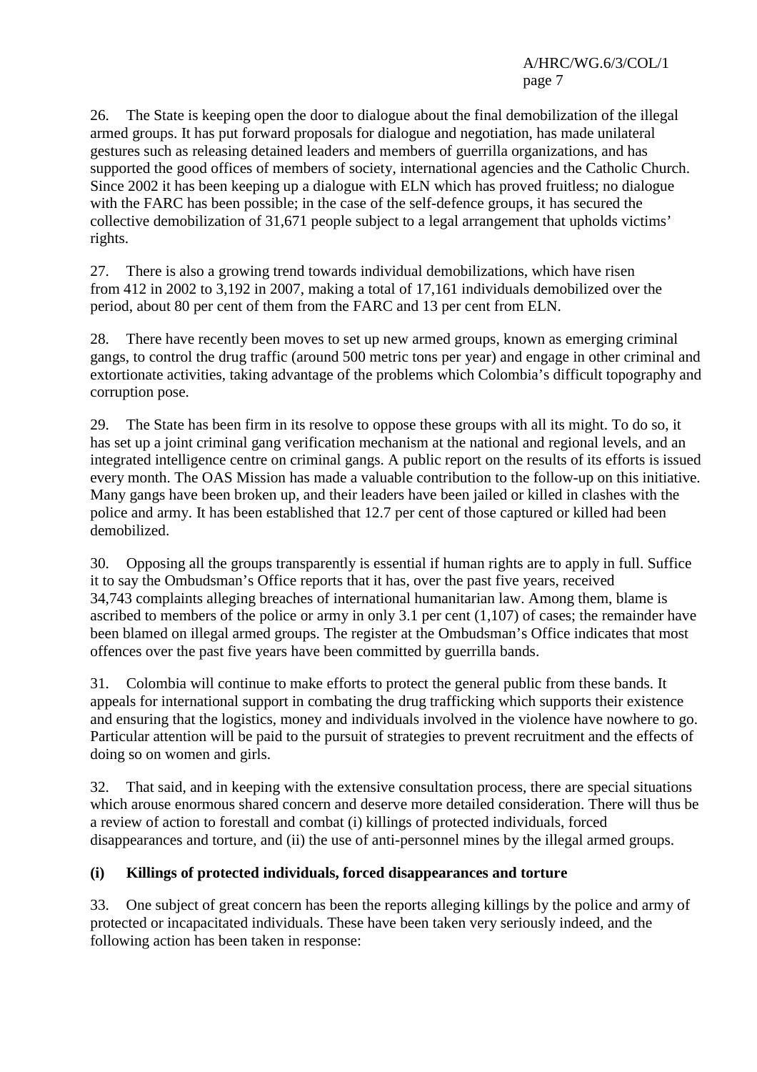26. The State is keeping open the door to dialogue about the final demobilization of the illegal armed groups. It has put forward proposals for dialogue and negotiation, has made unilateral gestures such as releasing detained leaders and members of guerrilla organizations, and has supported the good offices of members of society, international agencies and the Catholic Church. Since 2002 it has been keeping up a dialogue with ELN which has proved fruitless; no dialogue with the FARC has been possible; in the case of the self-defence groups, it has secured the collective demobilization of 31,671 people subject to a legal arrangement that upholds victims' rights.

27. There is also a growing trend towards individual demobilizations, which have risen from 412 in 2002 to 3,192 in 2007, making a total of 17,161 individuals demobilized over the period, about 80 per cent of them from the FARC and 13 per cent from ELN.

28. There have recently been moves to set up new armed groups, known as emerging criminal gangs, to control the drug traffic (around 500 metric tons per year) and engage in other criminal and extortionate activities, taking advantage of the problems which Colombia's difficult topography and corruption pose.

29. The State has been firm in its resolve to oppose these groups with all its might. To do so, it has set up a joint criminal gang verification mechanism at the national and regional levels, and an integrated intelligence centre on criminal gangs. A public report on the results of its efforts is issued every month. The OAS Mission has made a valuable contribution to the follow-up on this initiative. Many gangs have been broken up, and their leaders have been jailed or killed in clashes with the police and army. It has been established that 12.7 per cent of those captured or killed had been demobilized.

30. Opposing all the groups transparently is essential if human rights are to apply in full. Suffice it to say the Ombudsman's Office reports that it has, over the past five years, received 34,743 complaints alleging breaches of international humanitarian law. Among them, blame is ascribed to members of the police or army in only 3.1 per cent (1,107) of cases; the remainder have been blamed on illegal armed groups. The register at the Ombudsman's Office indicates that most offences over the past five years have been committed by guerrilla bands.

31. Colombia will continue to make efforts to protect the general public from these bands. It appeals for international support in combating the drug trafficking which supports their existence and ensuring that the logistics, money and individuals involved in the violence have nowhere to go. Particular attention will be paid to the pursuit of strategies to prevent recruitment and the effects of doing so on women and girls.

32. That said, and in keeping with the extensive consultation process, there are special situations which arouse enormous shared concern and deserve more detailed consideration. There will thus be a review of action to forestall and combat (i) killings of protected individuals, forced disappearances and torture, and (ii) the use of anti-personnel mines by the illegal armed groups.

### (i) Killings of protected individuals, forced disappearances and torture

33. One subject of great concern has been the reports alleging killings by the police and army of protected or incapacitated individuals. These have been taken very seriously indeed, and the following action has been taken in response: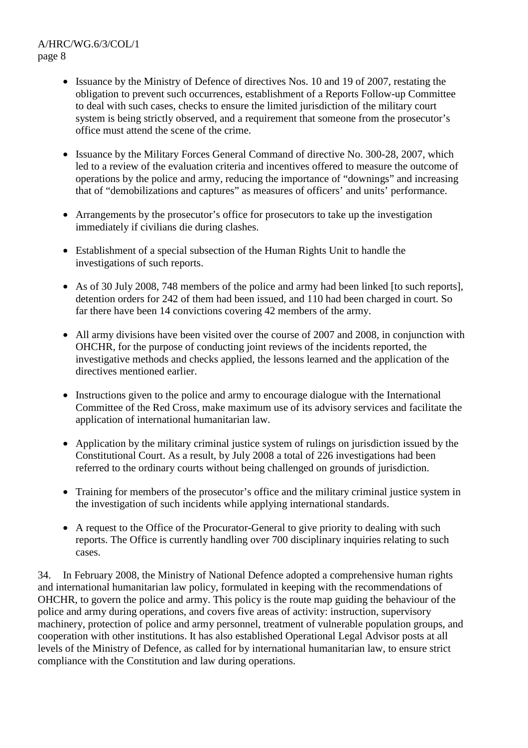- Issuance by the Ministry of Defence of directives Nos. 10 and 19 of 2007, restating the obligation to prevent such occurrences, establishment of a Reports Follow-up Committee to deal with such cases, checks to ensure the limited jurisdiction of the military court system is being strictly observed, and a requirement that someone from the prosecutor's office must attend the scene of the crime.

- Issuance by the Military Forces General Command of directive No. 300-28, 2007, which led to a review of the evaluation criteria and incentives offered to measure the outcome of operations by the police and army, reducing the importance of "downings" and increasing that of "demobilizations and captures" as measures of officers' and units' performance.

- Arrangements by the prosecutor's office for prosecutors to take up the investigation immediately if civilians die during clashes.

- Establishment of a special subsection of the Human Rights Unit to handle the investigations of such reports.

- As of 30 July 2008, 748 members of the police and army had been linked [to such reports], detention orders for 242 of them had been issued, and 110 had been charged in court. So far there have been 14 convictions covering 42 members of the army.

- All army divisions have been visited over the course of 2007 and 2008, in conjunction with OHCHR, for the purpose of conducting joint reviews of the incidents reported, the investigative methods and checks applied, the lessons learned and the application of the directives mentioned earlier.

- Instructions given to the police and army to encourage dialogue with the International Committee of the Red Cross, make maximum use of its advisory services and facilitate the application of international humanitarian law.

- Application by the military criminal justice system of rulings on jurisdiction issued by the Constitutional Court. As a result, by July 2008 a total of 226 investigations had been referred to the ordinary courts without being challenged on grounds of jurisdiction.

- Training for members of the prosecutor's office and the military criminal justice system in the investigation of such incidents while applying international standards.

- A request to the Office of the Procurator-General to give priority to dealing with such reports. The Office is currently handling over 700 disciplinary inquiries relating to such cases.

34. In February 2008, the Ministry of National Defence adopted a comprehensive human rights and international humanitarian law policy, formulated in keeping with the recommendations of OHCHR, to govern the police and army. This policy is the route map guiding the behaviour of the police and army during operations, and covers five areas of activity: instruction, supervisory machinery, protection of police and army personnel, treatment of vulnerable population groups, and cooperation with other institutions. It has also established Operational Legal Advisor posts at all levels of the Ministry of Defence, as called for by international humanitarian law, to ensure strict compliance with the Constitution and law during operations.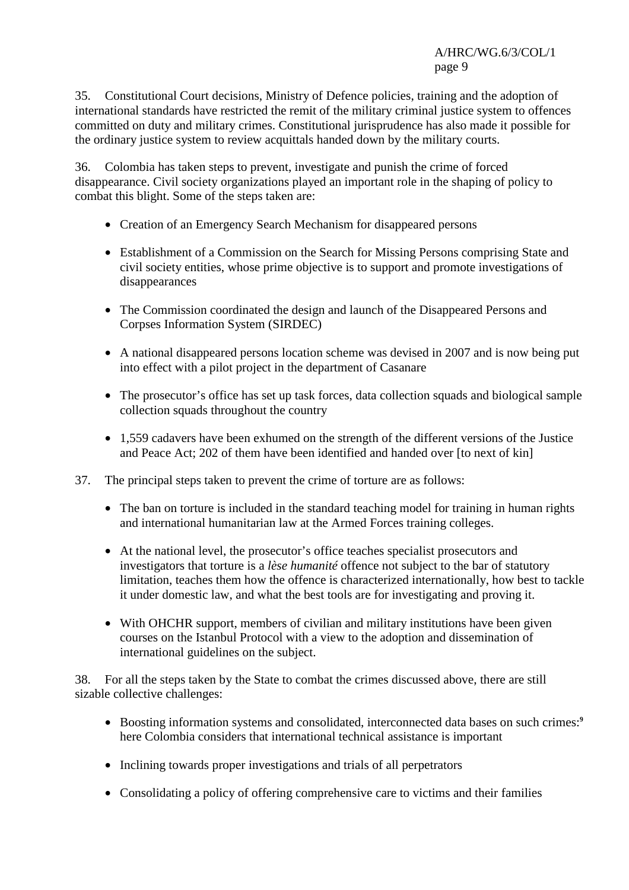35. Constitutional Court decisions, Ministry of Defence policies, training and the adoption of international standards have restricted the remit of the military criminal justice system to offences committed on duty and military crimes. Constitutional jurisprudence has also made it possible for the ordinary justice system to review acquittals handed down by the military courts.

36. Colombia has taken steps to prevent, investigate and punish the crime of forced disappearance. Civil society organizations played an important role in the shaping of policy to combat this blight. Some of the steps taken are:

- Creation of an Emergency Search Mechanism for disappeared persons
- Establishment of a Commission on the Search for Missing Persons comprising State and civil society entities, whose prime objective is to support and promote investigations of disappearances
- The Commission coordinated the design and launch of the Disappeared Persons and Corpses Information System (SIRDEC)
- A national disappeared persons location scheme was devised in 2007 and is now being put into effect with a pilot project in the department of Casanare
- The prosecutor's office has set up task forces, data collection squads and biological sample collection squads throughout the country
- 1,559 cadavers have been exhumed on the strength of the different versions of the Justice and Peace Act; 202 of them have been identified and handed over [to next of kin]

37. The principal steps taken to prevent the crime of torture are as follows:

- The ban on torture is included in the standard teaching model for training in human rights and international humanitarian law at the Armed Forces training colleges.
- At the national level, the prosecutor's office teaches specialist prosecutors and investigators that torture is a *lèse humanité* offence not subject to the bar of statutory limitation, teaches them how the offence is characterized internationally, how best to tackle it under domestic law, and what the best tools are for investigating and proving it.
- With OHCHR support, members of civilian and military institutions have been given courses on the Istanbul Protocol with a view to the adoption and dissemination of international guidelines on the subject.

38. For all the steps taken by the State to combat the crimes discussed above, there are still sizable collective challenges:

- Boosting information systems and consolidated, interconnected data bases on such crimes:[9] here Colombia considers that international technical assistance is important
- Inclining towards proper investigations and trials of all perpetrators
- Consolidating a policy of offering comprehensive care to victims and their families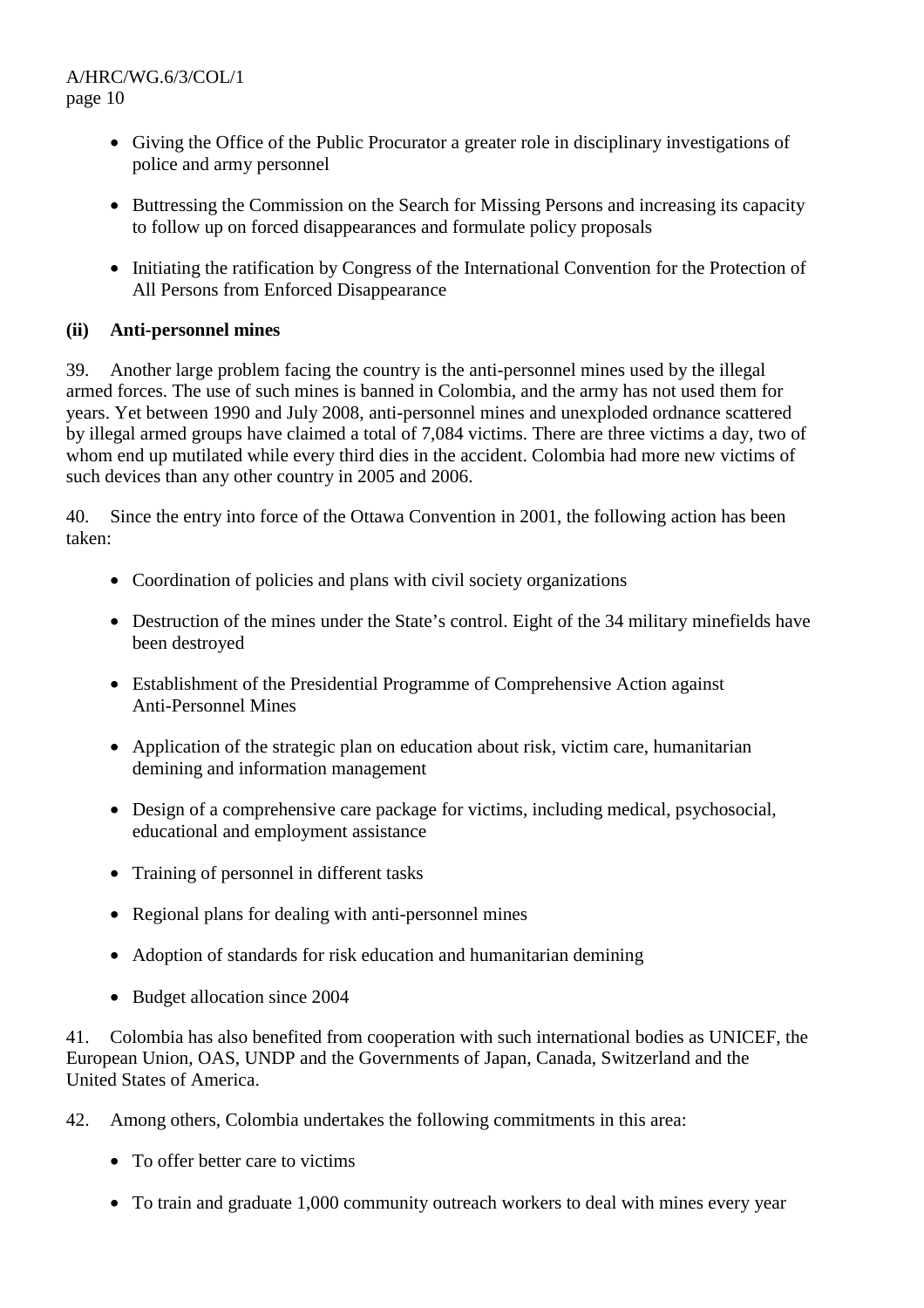- Giving the Office of the Public Procurator a greater role in disciplinary investigations of police and army personnel

- Buttressing the Commission on the Search for Missing Persons and increasing its capacity to follow up on forced disappearances and formulate policy proposals

- Initiating the ratification by Congress of the International Convention for the Protection of All Persons from Enforced Disappearance

### (ii) Anti-personnel mines

39. Another large problem facing the country is the anti-personnel mines used by the illegal armed forces. The use of such mines is banned in Colombia, and the army has not used them for years. Yet between 1990 and July 2008, anti-personnel mines and unexploded ordnance scattered by illegal armed groups have claimed a total of 7,084 victims. There are three victims a day, two of whom end up mutilated while every third dies in the accident. Colombia had more new victims of such devices than any other country in 2005 and 2006.

40. Since the entry into force of the Ottawa Convention in 2001, the following action has been taken:

- Coordination of policies and plans with civil society organizations

- Destruction of the mines under the State's control. Eight of the 34 military minefields have been destroyed

- Establishment of the Presidential Programme of Comprehensive Action against Anti-Personnel Mines

- Application of the strategic plan on education about risk, victim care, humanitarian demining and information management

- Design of a comprehensive care package for victims, including medical, psychosocial, educational and employment assistance

- Training of personnel in different tasks

- Regional plans for dealing with anti-personnel mines

- Adoption of standards for risk education and humanitarian demining

- Budget allocation since 2004

41. Colombia has also benefited from cooperation with such international bodies as UNICEF, the European Union, OAS, UNDP and the Governments of Japan, Canada, Switzerland and the United States of America.

42. Among others, Colombia undertakes the following commitments in this area:

- To offer better care to victims

- To train and graduate 1,000 community outreach workers to deal with mines every year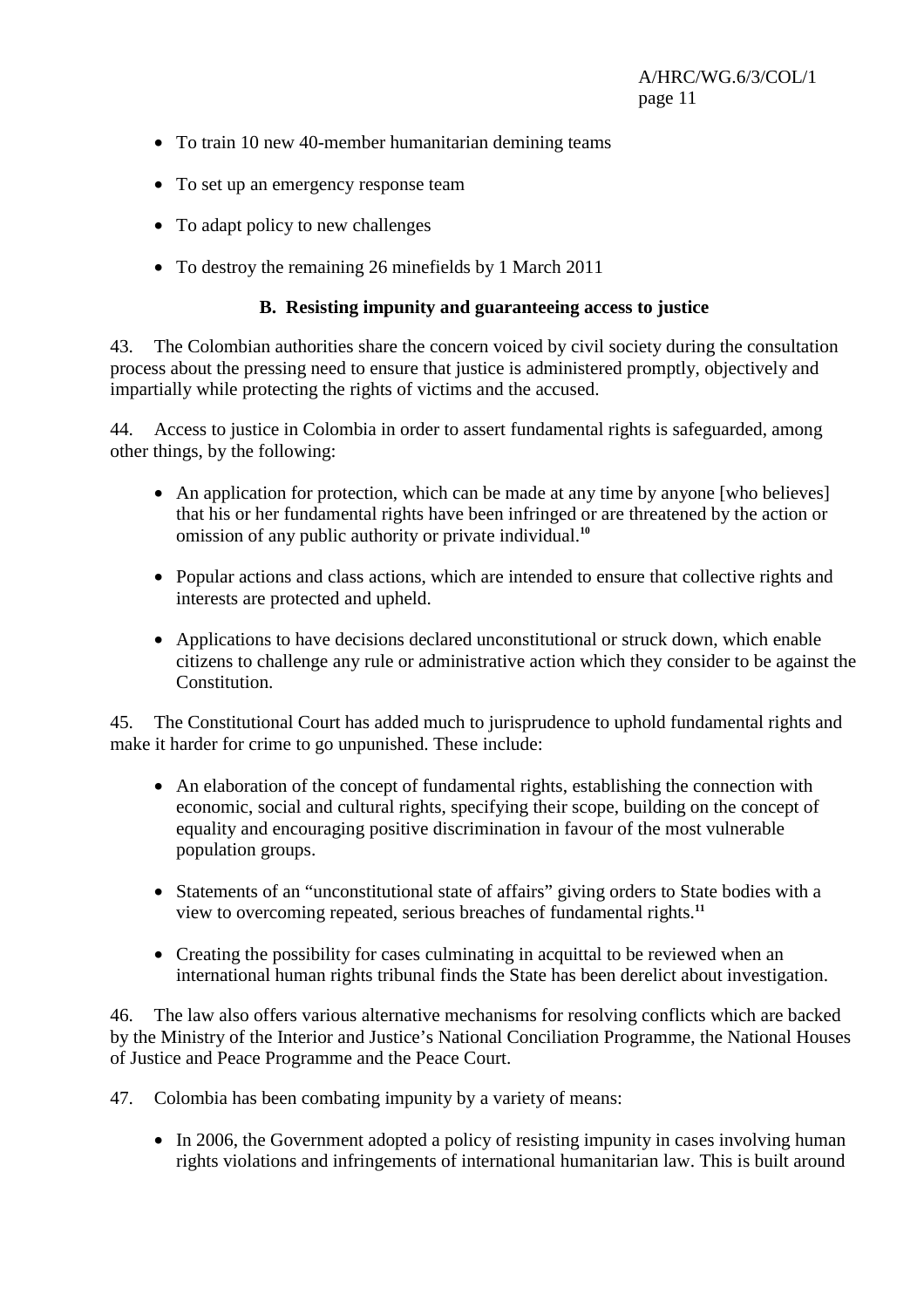- To train 10 new 40-member humanitarian demining teams
- To set up an emergency response team
- To adapt policy to new challenges
- To destroy the remaining 26 minefields by 1 March 2011

### B. Resisting impunity and guaranteeing access to justice

43. The Colombian authorities share the concern voiced by civil society during the consultation process about the pressing need to ensure that justice is administered promptly, objectively and impartially while protecting the rights of victims and the accused.

44. Access to justice in Colombia in order to assert fundamental rights is safeguarded, among other things, by the following:

- An application for protection, which can be made at any time by anyone [who believes] that his or her fundamental rights have been infringed or are threatened by the action or omission of any public authority or private individual.[10]
- Popular actions and class actions, which are intended to ensure that collective rights and interests are protected and upheld.
- Applications to have decisions declared unconstitutional or struck down, which enable citizens to challenge any rule or administrative action which they consider to be against the Constitution.

45. The Constitutional Court has added much to jurisprudence to uphold fundamental rights and make it harder for crime to go unpunished. These include:

- An elaboration of the concept of fundamental rights, establishing the connection with economic, social and cultural rights, specifying their scope, building on the concept of equality and encouraging positive discrimination in favour of the most vulnerable population groups.
- Statements of an "unconstitutional state of affairs" giving orders to State bodies with a view to overcoming repeated, serious breaches of fundamental rights.[11]
- Creating the possibility for cases culminating in acquittal to be reviewed when an international human rights tribunal finds the State has been derelict about investigation.

46. The law also offers various alternative mechanisms for resolving conflicts which are backed by the Ministry of the Interior and Justice's National Conciliation Programme, the National Houses of Justice and Peace Programme and the Peace Court.

47. Colombia has been combating impunity by a variety of means:

- In 2006, the Government adopted a policy of resisting impunity in cases involving human rights violations and infringements of international humanitarian law. This is built around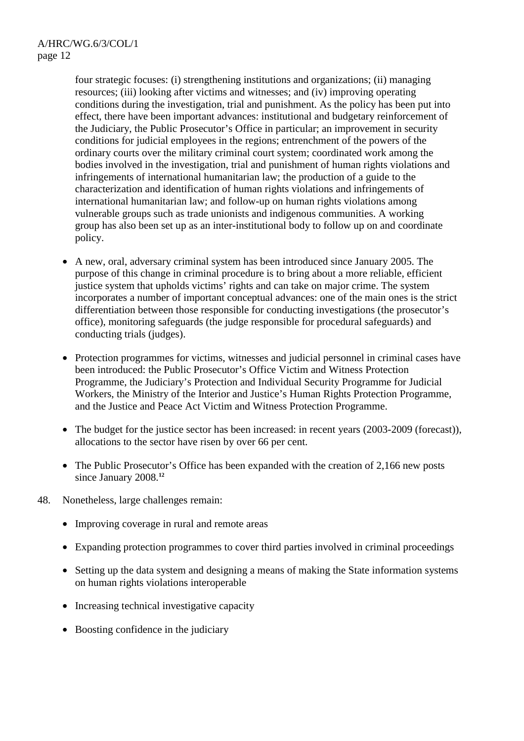four strategic focuses: (i) strengthening institutions and organizations; (ii) managing resources; (iii) looking after victims and witnesses; and (iv) improving operating conditions during the investigation, trial and punishment. As the policy has been put into effect, there have been important advances: institutional and budgetary reinforcement of the Judiciary, the Public Prosecutor's Office in particular; an improvement in security conditions for judicial employees in the regions; entrenchment of the powers of the ordinary courts over the military criminal court system; coordinated work among the bodies involved in the investigation, trial and punishment of human rights violations and infringements of international humanitarian law; the production of a guide to the characterization and identification of human rights violations and infringements of international humanitarian law; and follow-up on human rights violations among vulnerable groups such as trade unionists and indigenous communities. A working group has also been set up as an inter-institutional body to follow up on and coordinate policy.

- A new, oral, adversary criminal system has been introduced since January 2005. The purpose of this change in criminal procedure is to bring about a more reliable, efficient justice system that upholds victims' rights and can take on major crime. The system incorporates a number of important conceptual advances: one of the main ones is the strict differentiation between those responsible for conducting investigations (the prosecutor's office), monitoring safeguards (the judge responsible for procedural safeguards) and conducting trials (judges).

- Protection programmes for victims, witnesses and judicial personnel in criminal cases have been introduced: the Public Prosecutor's Office Victim and Witness Protection Programme, the Judiciary's Protection and Individual Security Programme for Judicial Workers, the Ministry of the Interior and Justice's Human Rights Protection Programme, and the Justice and Peace Act Victim and Witness Protection Programme.

- The budget for the justice sector has been increased: in recent years (2003-2009 (forecast)), allocations to the sector have risen by over 66 per cent.

- The Public Prosecutor's Office has been expanded with the creation of 2,166 new posts since January 2008.[12]

48. Nonetheless, large challenges remain:

- Improving coverage in rural and remote areas

- Expanding protection programmes to cover third parties involved in criminal proceedings

- Setting up the data system and designing a means of making the State information systems on human rights violations interoperable

- Increasing technical investigative capacity

- Boosting confidence in the judiciary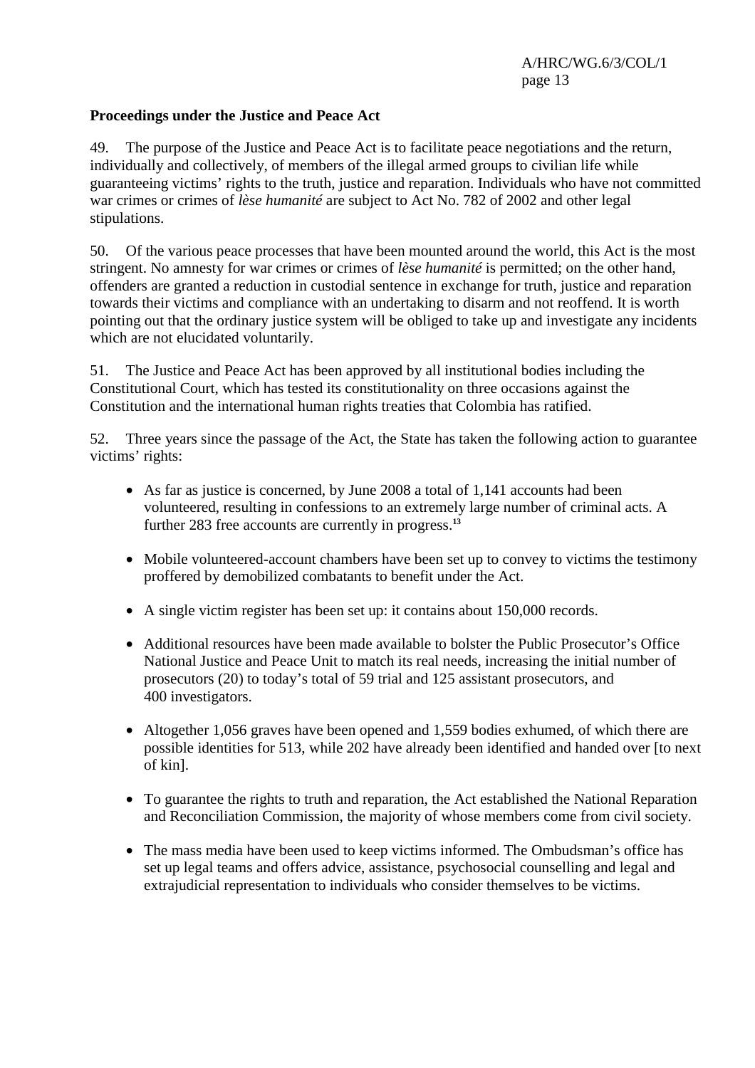**Proceedings under the Justice and Peace Act**

49. The purpose of the Justice and Peace Act is to facilitate peace negotiations and the return, individually and collectively, of members of the illegal armed groups to civilian life while guaranteeing victims' rights to the truth, justice and reparation. Individuals who have not committed war crimes or crimes of *lèse humanité* are subject to Act No. 782 of 2002 and other legal stipulations.

50. Of the various peace processes that have been mounted around the world, this Act is the most stringent. No amnesty for war crimes or crimes of *lèse humanité* is permitted; on the other hand, offenders are granted a reduction in custodial sentence in exchange for truth, justice and reparation towards their victims and compliance with an undertaking to disarm and not reoffend. It is worth pointing out that the ordinary justice system will be obliged to take up and investigate any incidents which are not elucidated voluntarily.

51. The Justice and Peace Act has been approved by all institutional bodies including the Constitutional Court, which has tested its constitutionality on three occasions against the Constitution and the international human rights treaties that Colombia has ratified.

52. Three years since the passage of the Act, the State has taken the following action to guarantee victims' rights:

- As far as justice is concerned, by June 2008 a total of 1,141 accounts had been volunteered, resulting in confessions to an extremely large number of criminal acts. A further 283 free accounts are currently in progress.[13]
- Mobile volunteered-account chambers have been set up to convey to victims the testimony proffered by demobilized combatants to benefit under the Act.
- A single victim register has been set up: it contains about 150,000 records.
- Additional resources have been made available to bolster the Public Prosecutor's Office National Justice and Peace Unit to match its real needs, increasing the initial number of prosecutors (20) to today's total of 59 trial and 125 assistant prosecutors, and 400 investigators.
- Altogether 1,056 graves have been opened and 1,559 bodies exhumed, of which there are possible identities for 513, while 202 have already been identified and handed over [to next of kin].
- To guarantee the rights to truth and reparation, the Act established the National Reparation and Reconciliation Commission, the majority of whose members come from civil society.
- The mass media have been used to keep victims informed. The Ombudsman's office has set up legal teams and offers advice, assistance, psychosocial counselling and legal and extrajudicial representation to individuals who consider themselves to be victims.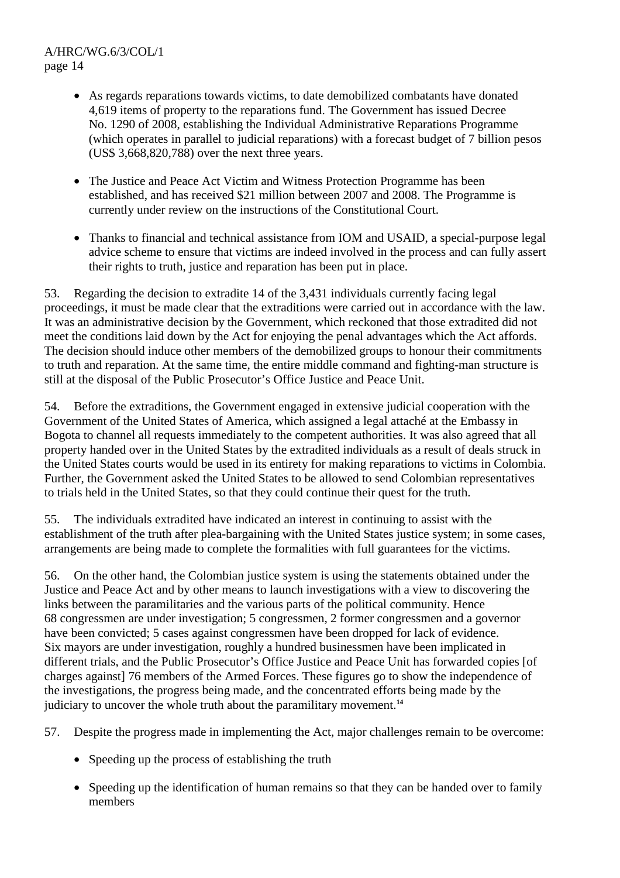- As regards reparations towards victims, to date demobilized combatants have donated 4,619 items of property to the reparations fund. The Government has issued Decree No. 1290 of 2008, establishing the Individual Administrative Reparations Programme (which operates in parallel to judicial reparations) with a forecast budget of 7 billion pesos (US$ 3,668,820,788) over the next three years.

- The Justice and Peace Act Victim and Witness Protection Programme has been established, and has received $21 million between 2007 and 2008. The Programme is currently under review on the instructions of the Constitutional Court.

- Thanks to financial and technical assistance from IOM and USAID, a special-purpose legal advice scheme to ensure that victims are indeed involved in the process and can fully assert their rights to truth, justice and reparation has been put in place.

53. Regarding the decision to extradite 14 of the 3,431 individuals currently facing legal proceedings, it must be made clear that the extraditions were carried out in accordance with the law. It was an administrative decision by the Government, which reckoned that those extradited did not meet the conditions laid down by the Act for enjoying the penal advantages which the Act affords. The decision should induce other members of the demobilized groups to honour their commitments to truth and reparation. At the same time, the entire middle command and fighting-man structure is still at the disposal of the Public Prosecutor's Office Justice and Peace Unit.

54. Before the extraditions, the Government engaged in extensive judicial cooperation with the Government of the United States of America, which assigned a legal attaché at the Embassy in Bogota to channel all requests immediately to the competent authorities. It was also agreed that all property handed over in the United States by the extradited individuals as a result of deals struck in the United States courts would be used in its entirety for making reparations to victims in Colombia. Further, the Government asked the United States to be allowed to send Colombian representatives to trials held in the United States, so that they could continue their quest for the truth.

55. The individuals extradited have indicated an interest in continuing to assist with the establishment of the truth after plea-bargaining with the United States justice system; in some cases, arrangements are being made to complete the formalities with full guarantees for the victims.

56. On the other hand, the Colombian justice system is using the statements obtained under the Justice and Peace Act and by other means to launch investigations with a view to discovering the links between the paramilitaries and the various parts of the political community. Hence 68 congressmen are under investigation; 5 congressmen, 2 former congressmen and a governor have been convicted; 5 cases against congressmen have been dropped for lack of evidence. Six mayors are under investigation, roughly a hundred businessmen have been implicated in different trials, and the Public Prosecutor's Office Justice and Peace Unit has forwarded copies [of charges against] 76 members of the Armed Forces. These figures go to show the independence of the investigations, the progress being made, and the concentrated efforts being made by the judiciary to uncover the whole truth about the paramilitary movement.[14]

57. Despite the progress made in implementing the Act, major challenges remain to be overcome:

- Speeding up the process of establishing the truth

- Speeding up the identification of human remains so that they can be handed over to family members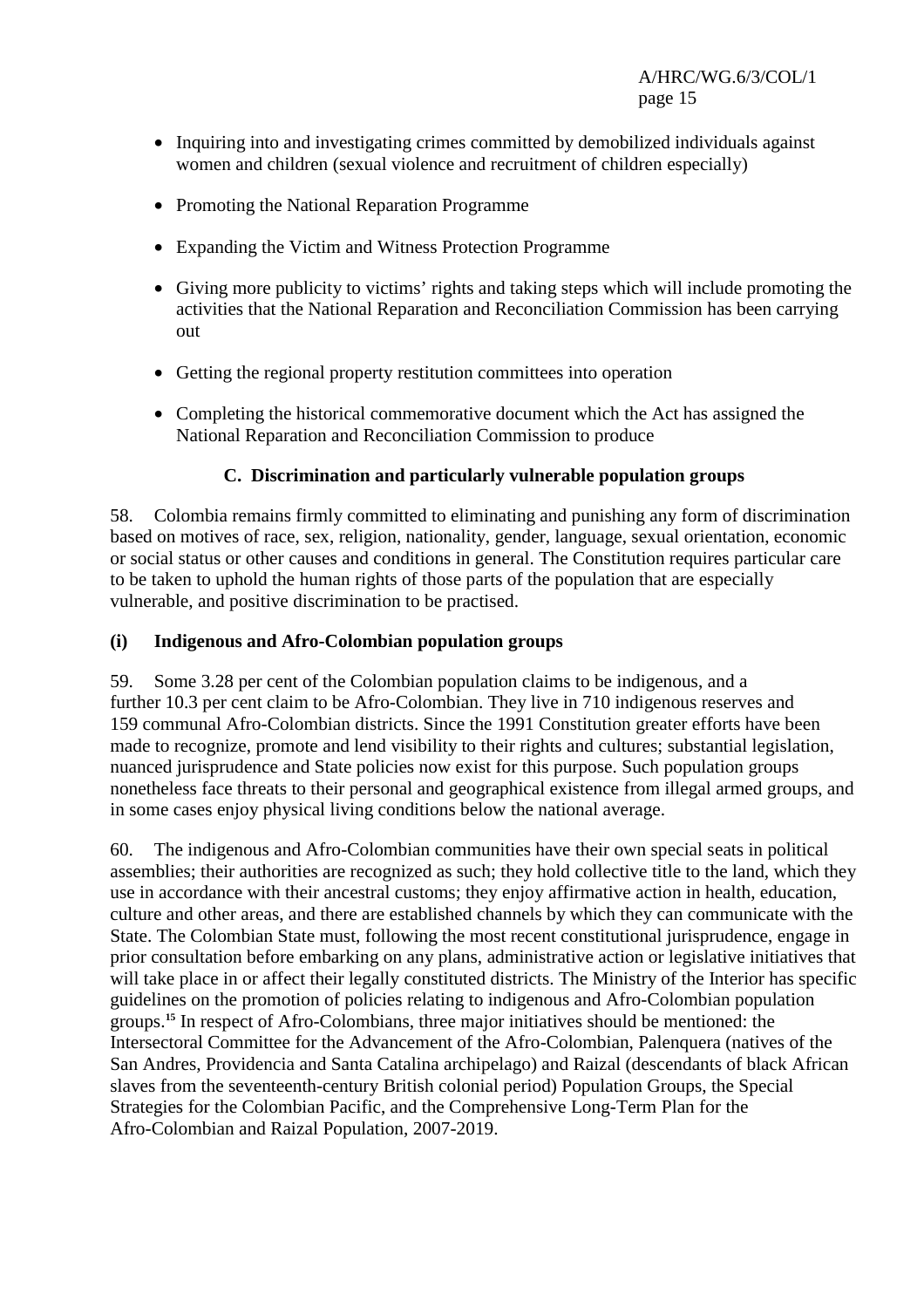- Inquiring into and investigating crimes committed by demobilized individuals against women and children (sexual violence and recruitment of children especially)
- Promoting the National Reparation Programme
- Expanding the Victim and Witness Protection Programme
- Giving more publicity to victims' rights and taking steps which will include promoting the activities that the National Reparation and Reconciliation Commission has been carrying out
- Getting the regional property restitution committees into operation
- Completing the historical commemorative document which the Act has assigned the National Reparation and Reconciliation Commission to produce

### C. Discrimination and particularly vulnerable population groups

58. Colombia remains firmly committed to eliminating and punishing any form of discrimination based on motives of race, sex, religion, nationality, gender, language, sexual orientation, economic or social status or other causes and conditions in general. The Constitution requires particular care to be taken to uphold the human rights of those parts of the population that are especially vulnerable, and positive discrimination to be practised.

#### (i) Indigenous and Afro-Colombian population groups

59. Some 3.28 per cent of the Colombian population claims to be indigenous, and a further 10.3 per cent claim to be Afro-Colombian. They live in 710 indigenous reserves and 159 communal Afro-Colombian districts. Since the 1991 Constitution greater efforts have been made to recognize, promote and lend visibility to their rights and cultures; substantial legislation, nuanced jurisprudence and State policies now exist for this purpose. Such population groups nonetheless face threats to their personal and geographical existence from illegal armed groups, and in some cases enjoy physical living conditions below the national average.

60. The indigenous and Afro-Colombian communities have their own special seats in political assemblies; their authorities are recognized as such; they hold collective title to the land, which they use in accordance with their ancestral customs; they enjoy affirmative action in health, education, culture and other areas, and there are established channels by which they can communicate with the State. The Colombian State must, following the most recent constitutional jurisprudence, engage in prior consultation before embarking on any plans, administrative action or legislative initiatives that will take place in or affect their legally constituted districts. The Ministry of the Interior has specific guidelines on the promotion of policies relating to indigenous and Afro-Colombian population groups.[15] In respect of Afro-Colombians, three major initiatives should be mentioned: the Intersectoral Committee for the Advancement of the Afro-Colombian, Palenquera (natives of the San Andres, Providencia and Santa Catalina archipelago) and Raizal (descendants of black African slaves from the seventeenth-century British colonial period) Population Groups, the Special Strategies for the Colombian Pacific, and the Comprehensive Long-Term Plan for the Afro-Colombian and Raizal Population, 2007-2019.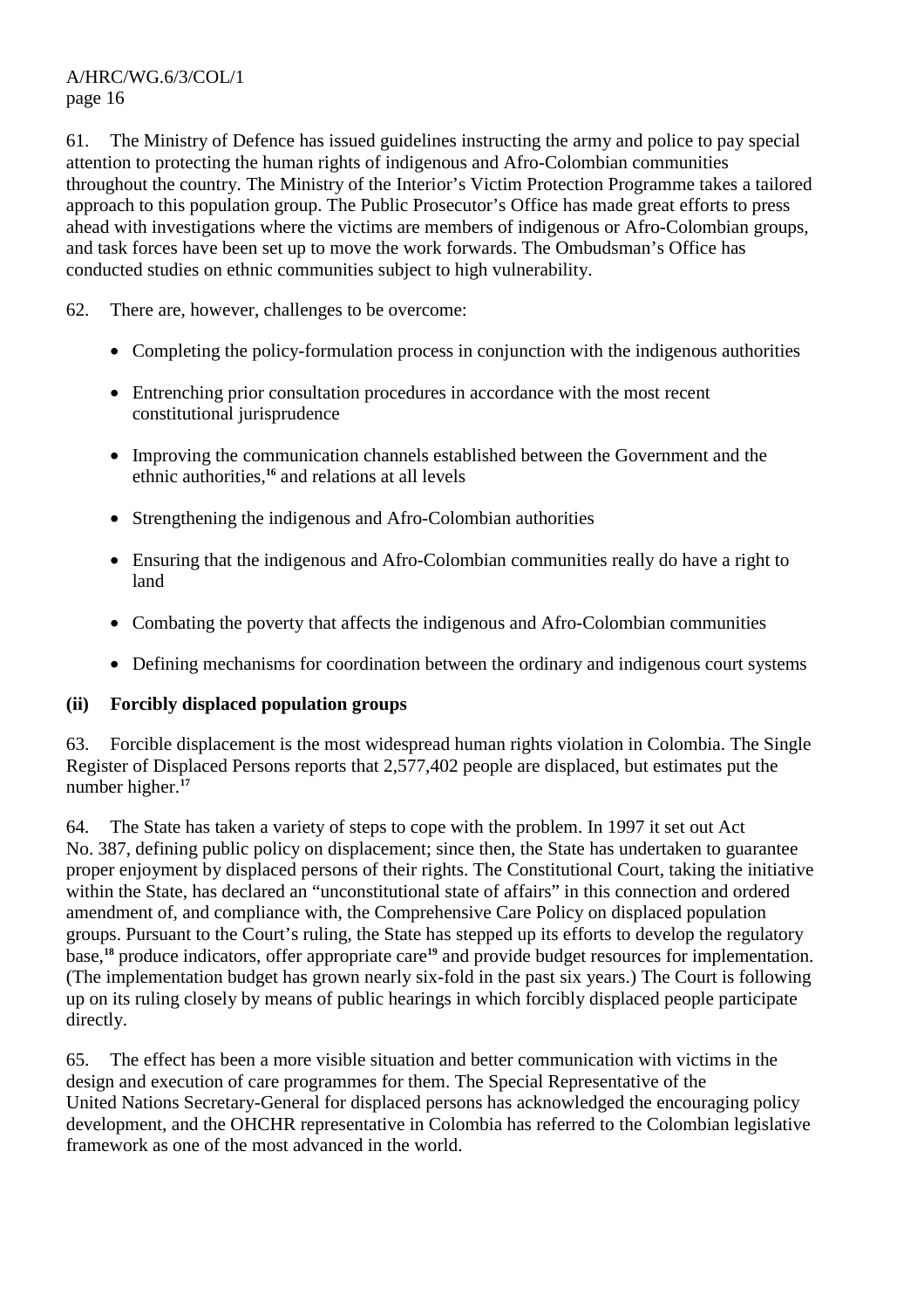61. The Ministry of Defence has issued guidelines instructing the army and police to pay special attention to protecting the human rights of indigenous and Afro-Colombian communities throughout the country. The Ministry of the Interior's Victim Protection Programme takes a tailored approach to this population group. The Public Prosecutor's Office has made great efforts to press ahead with investigations where the victims are members of indigenous or Afro-Colombian groups, and task forces have been set up to move the work forwards. The Ombudsman's Office has conducted studies on ethnic communities subject to high vulnerability.

62. There are, however, challenges to be overcome:

- Completing the policy-formulation process in conjunction with the indigenous authorities
- Entrenching prior consultation procedures in accordance with the most recent constitutional jurisprudence
- Improving the communication channels established between the Government and the ethnic authorities,[16] and relations at all levels
- Strengthening the indigenous and Afro-Colombian authorities
- Ensuring that the indigenous and Afro-Colombian communities really do have a right to land
- Combating the poverty that affects the indigenous and Afro-Colombian communities
- Defining mechanisms for coordination between the ordinary and indigenous court systems

**(ii) Forcibly displaced population groups**

63. Forcible displacement is the most widespread human rights violation in Colombia. The Single Register of Displaced Persons reports that 2,577,402 people are displaced, but estimates put the number higher.[17]

64. The State has taken a variety of steps to cope with the problem. In 1997 it set out Act No. 387, defining public policy on displacement; since then, the State has undertaken to guarantee proper enjoyment by displaced persons of their rights. The Constitutional Court, taking the initiative within the State, has declared an "unconstitutional state of affairs" in this connection and ordered amendment of, and compliance with, the Comprehensive Care Policy on displaced population groups. Pursuant to the Court's ruling, the State has stepped up its efforts to develop the regulatory base,[18] produce indicators, offer appropriate care[19] and provide budget resources for implementation. (The implementation budget has grown nearly six-fold in the past six years.) The Court is following up on its ruling closely by means of public hearings in which forcibly displaced people participate directly.

65. The effect has been a more visible situation and better communication with victims in the design and execution of care programmes for them. The Special Representative of the United Nations Secretary-General for displaced persons has acknowledged the encouraging policy development, and the OHCHR representative in Colombia has referred to the Colombian legislative framework as one of the most advanced in the world.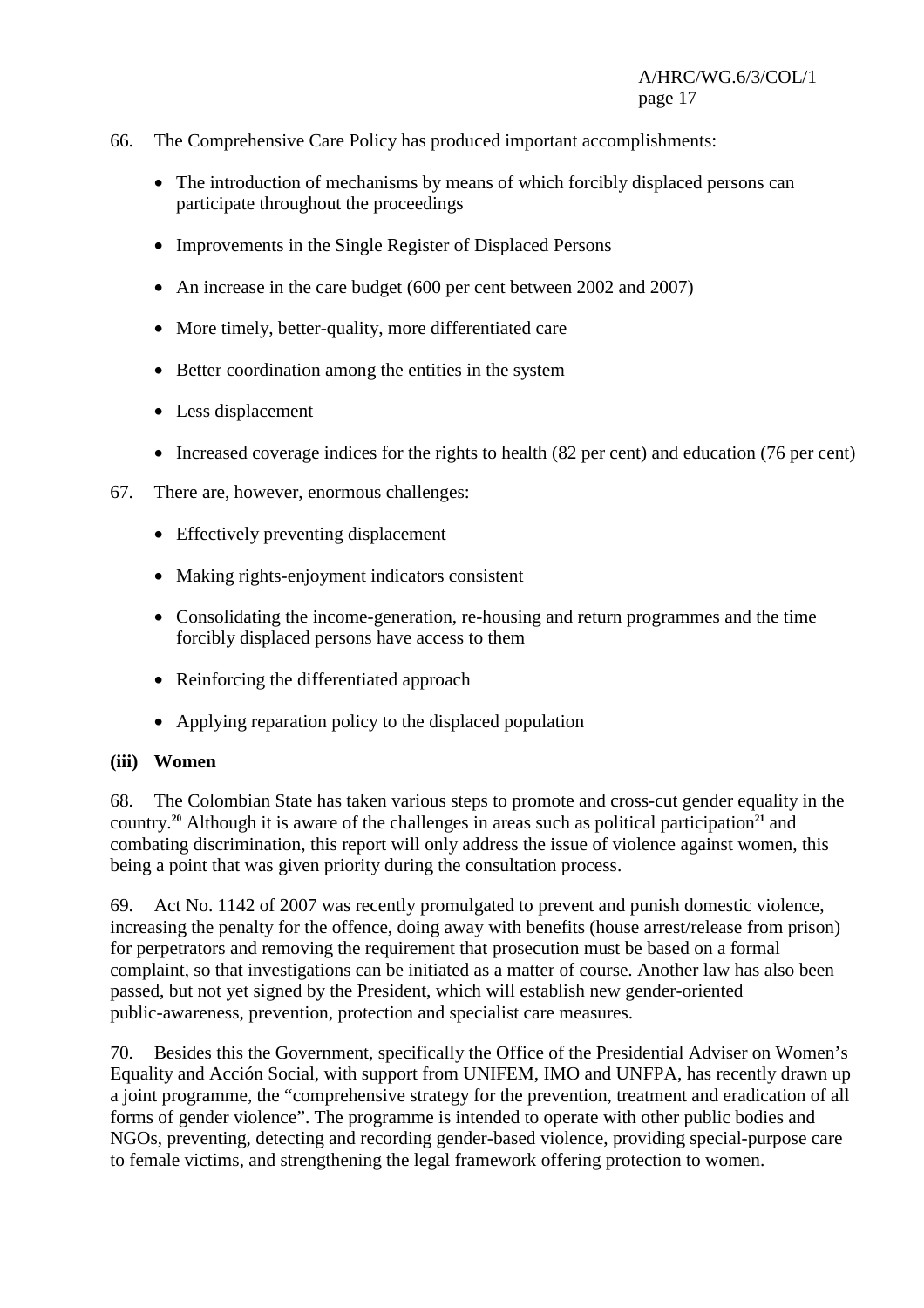66. The Comprehensive Care Policy has produced important accomplishments:

- The introduction of mechanisms by means of which forcibly displaced persons can participate throughout the proceedings
- Improvements in the Single Register of Displaced Persons
- An increase in the care budget (600 per cent between 2002 and 2007)
- More timely, better-quality, more differentiated care
- Better coordination among the entities in the system
- Less displacement
- Increased coverage indices for the rights to health (82 per cent) and education (76 per cent)

67. There are, however, enormous challenges:

- Effectively preventing displacement
- Making rights-enjoyment indicators consistent
- Consolidating the income-generation, re-housing and return programmes and the time forcibly displaced persons have access to them
- Reinforcing the differentiated approach
- Applying reparation policy to the displaced population

**(iii) Women**

68. The Colombian State has taken various steps to promote and cross-cut gender equality in the country.[20] Although it is aware of the challenges in areas such as political participation[21] and combating discrimination, this report will only address the issue of violence against women, this being a point that was given priority during the consultation process.

69. Act No. 1142 of 2007 was recently promulgated to prevent and punish domestic violence, increasing the penalty for the offence, doing away with benefits (house arrest/release from prison) for perpetrators and removing the requirement that prosecution must be based on a formal complaint, so that investigations can be initiated as a matter of course. Another law has also been passed, but not yet signed by the President, which will establish new gender-oriented public-awareness, prevention, protection and specialist care measures.

70. Besides this the Government, specifically the Office of the Presidential Adviser on Women's Equality and Acción Social, with support from UNIFEM, IMO and UNFPA, has recently drawn up a joint programme, the "comprehensive strategy for the prevention, treatment and eradication of all forms of gender violence". The programme is intended to operate with other public bodies and NGOs, preventing, detecting and recording gender-based violence, providing special-purpose care to female victims, and strengthening the legal framework offering protection to women.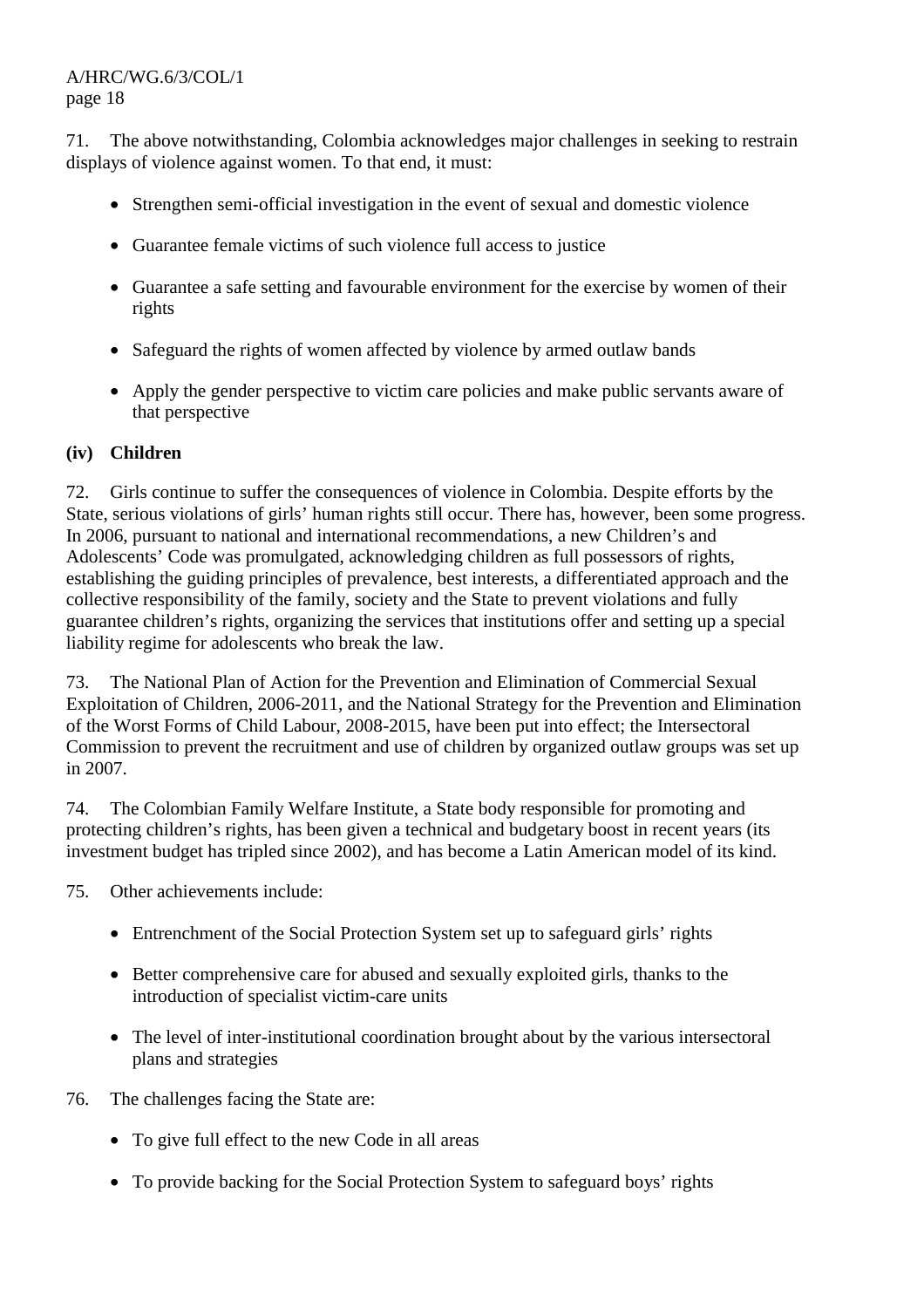71. The above notwithstanding, Colombia acknowledges major challenges in seeking to restrain displays of violence against women. To that end, it must:

- Strengthen semi-official investigation in the event of sexual and domestic violence
- Guarantee female victims of such violence full access to justice
- Guarantee a safe setting and favourable environment for the exercise by women of their rights
- Safeguard the rights of women affected by violence by armed outlaw bands
- Apply the gender perspective to victim care policies and make public servants aware of that perspective

**(iv) Children**

72. Girls continue to suffer the consequences of violence in Colombia. Despite efforts by the State, serious violations of girls' human rights still occur. There has, however, been some progress. In 2006, pursuant to national and international recommendations, a new Children's and Adolescents' Code was promulgated, acknowledging children as full possessors of rights, establishing the guiding principles of prevalence, best interests, a differentiated approach and the collective responsibility of the family, society and the State to prevent violations and fully guarantee children's rights, organizing the services that institutions offer and setting up a special liability regime for adolescents who break the law.

73. The National Plan of Action for the Prevention and Elimination of Commercial Sexual Exploitation of Children, 2006-2011, and the National Strategy for the Prevention and Elimination of the Worst Forms of Child Labour, 2008-2015, have been put into effect; the Intersectoral Commission to prevent the recruitment and use of children by organized outlaw groups was set up in 2007.

74. The Colombian Family Welfare Institute, a State body responsible for promoting and protecting children's rights, has been given a technical and budgetary boost in recent years (its investment budget has tripled since 2002), and has become a Latin American model of its kind.

75. Other achievements include:

- Entrenchment of the Social Protection System set up to safeguard girls' rights
- Better comprehensive care for abused and sexually exploited girls, thanks to the introduction of specialist victim-care units
- The level of inter-institutional coordination brought about by the various intersectoral plans and strategies

76. The challenges facing the State are:

- To give full effect to the new Code in all areas
- To provide backing for the Social Protection System to safeguard boys' rights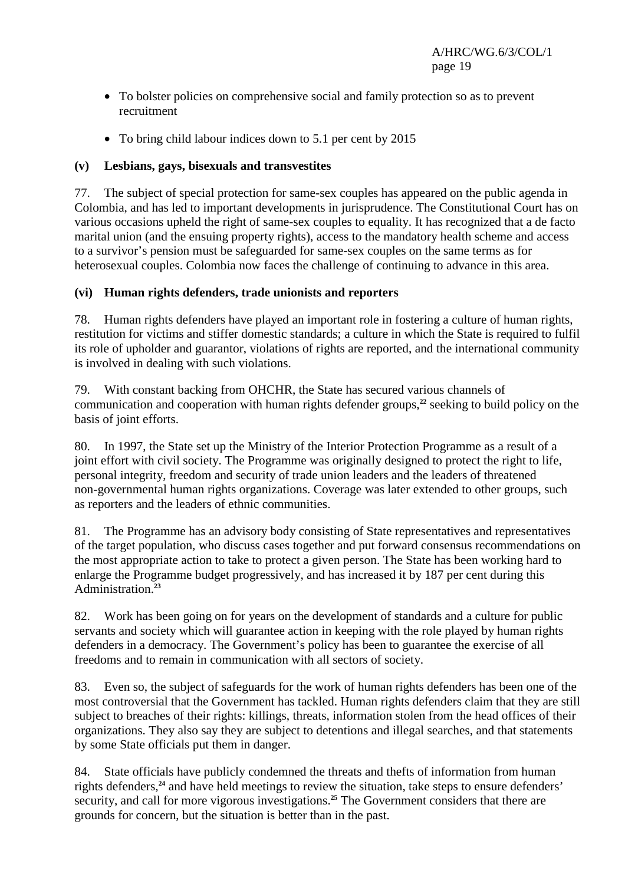- To bolster policies on comprehensive social and family protection so as to prevent recruitment
- To bring child labour indices down to 5.1 per cent by 2015

**(v) Lesbians, gays, bisexuals and transvestites**

77. The subject of special protection for same-sex couples has appeared on the public agenda in Colombia, and has led to important developments in jurisprudence. The Constitutional Court has on various occasions upheld the right of same-sex couples to equality. It has recognized that a de facto marital union (and the ensuing property rights), access to the mandatory health scheme and access to a survivor's pension must be safeguarded for same-sex couples on the same terms as for heterosexual couples. Colombia now faces the challenge of continuing to advance in this area.

**(vi) Human rights defenders, trade unionists and reporters**

78. Human rights defenders have played an important role in fostering a culture of human rights, restitution for victims and stiffer domestic standards; a culture in which the State is required to fulfil its role of upholder and guarantor, violations of rights are reported, and the international community is involved in dealing with such violations.

79. With constant backing from OHCHR, the State has secured various channels of communication and cooperation with human rights defender groups,[22] seeking to build policy on the basis of joint efforts.

80. In 1997, the State set up the Ministry of the Interior Protection Programme as a result of a joint effort with civil society. The Programme was originally designed to protect the right to life, personal integrity, freedom and security of trade union leaders and the leaders of threatened non-governmental human rights organizations. Coverage was later extended to other groups, such as reporters and the leaders of ethnic communities.

81. The Programme has an advisory body consisting of State representatives and representatives of the target population, who discuss cases together and put forward consensus recommendations on the most appropriate action to take to protect a given person. The State has been working hard to enlarge the Programme budget progressively, and has increased it by 187 per cent during this Administration.[23]

82. Work has been going on for years on the development of standards and a culture for public servants and society which will guarantee action in keeping with the role played by human rights defenders in a democracy. The Government's policy has been to guarantee the exercise of all freedoms and to remain in communication with all sectors of society.

83. Even so, the subject of safeguards for the work of human rights defenders has been one of the most controversial that the Government has tackled. Human rights defenders claim that they are still subject to breaches of their rights: killings, threats, information stolen from the head offices of their organizations. They also say they are subject to detentions and illegal searches, and that statements by some State officials put them in danger.

84. State officials have publicly condemned the threats and thefts of information from human rights defenders,[24] and have held meetings to review the situation, take steps to ensure defenders' security, and call for more vigorous investigations.[25] The Government considers that there are grounds for concern, but the situation is better than in the past.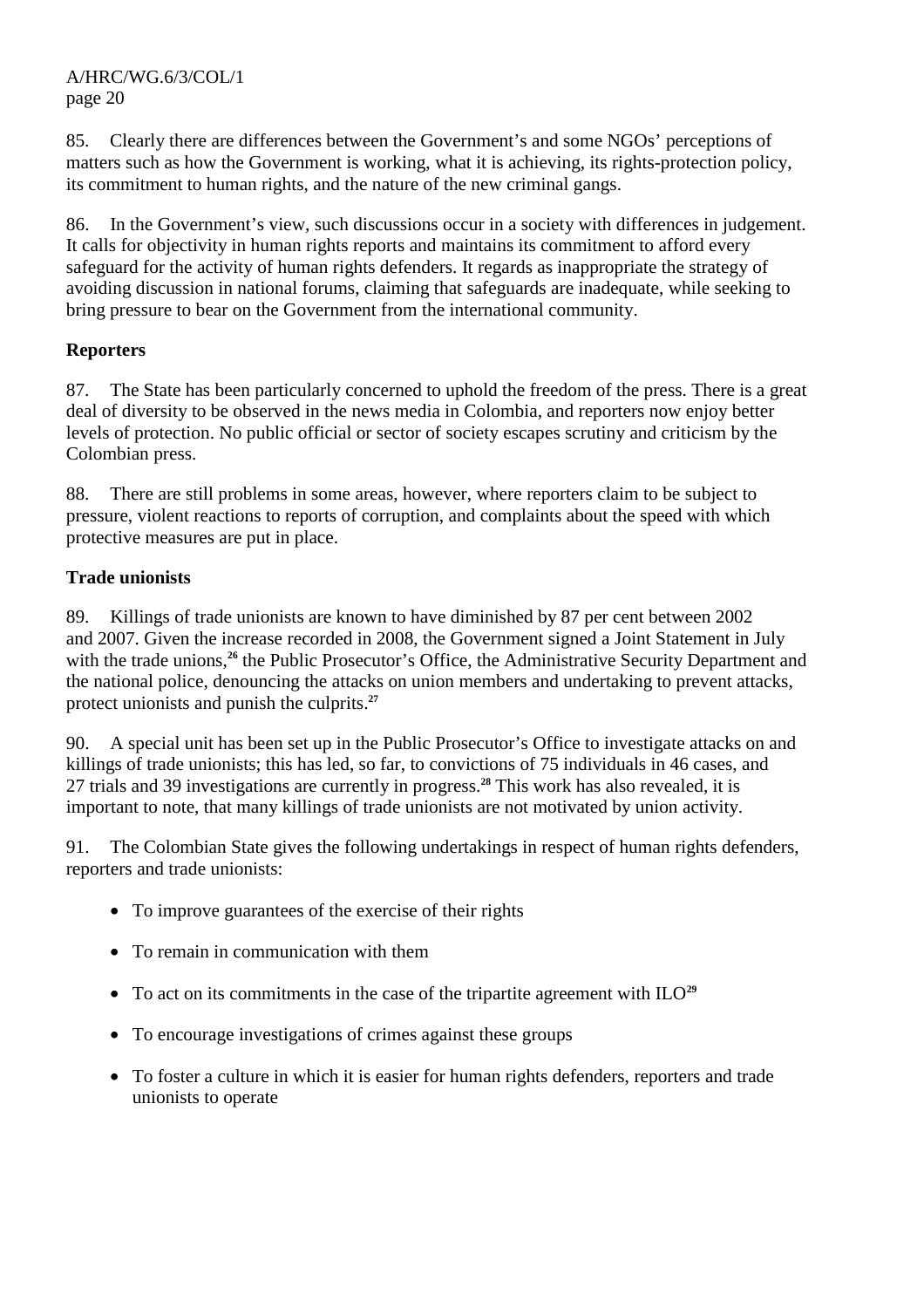85. Clearly there are differences between the Government's and some NGOs' perceptions of matters such as how the Government is working, what it is achieving, its rights-protection policy, its commitment to human rights, and the nature of the new criminal gangs.

86. In the Government's view, such discussions occur in a society with differences in judgement. It calls for objectivity in human rights reports and maintains its commitment to afford every safeguard for the activity of human rights defenders. It regards as inappropriate the strategy of avoiding discussion in national forums, claiming that safeguards are inadequate, while seeking to bring pressure to bear on the Government from the international community.

**Reporters**

87. The State has been particularly concerned to uphold the freedom of the press. There is a great deal of diversity to be observed in the news media in Colombia, and reporters now enjoy better levels of protection. No public official or sector of society escapes scrutiny and criticism by the Colombian press.

88. There are still problems in some areas, however, where reporters claim to be subject to pressure, violent reactions to reports of corruption, and complaints about the speed with which protective measures are put in place.

**Trade unionists**

89. Killings of trade unionists are known to have diminished by 87 per cent between 2002 and 2007. Given the increase recorded in 2008, the Government signed a Joint Statement in July with the trade unions,[26] the Public Prosecutor's Office, the Administrative Security Department and the national police, denouncing the attacks on union members and undertaking to prevent attacks, protect unionists and punish the culprits.[27]

90. A special unit has been set up in the Public Prosecutor's Office to investigate attacks on and killings of trade unionists; this has led, so far, to convictions of 75 individuals in 46 cases, and 27 trials and 39 investigations are currently in progress.[28] This work has also revealed, it is important to note, that many killings of trade unionists are not motivated by union activity.

91. The Colombian State gives the following undertakings in respect of human rights defenders, reporters and trade unionists:

- To improve guarantees of the exercise of their rights
- To remain in communication with them
- To act on its commitments in the case of the tripartite agreement with ILO[29]
- To encourage investigations of crimes against these groups
- To foster a culture in which it is easier for human rights defenders, reporters and trade unionists to operate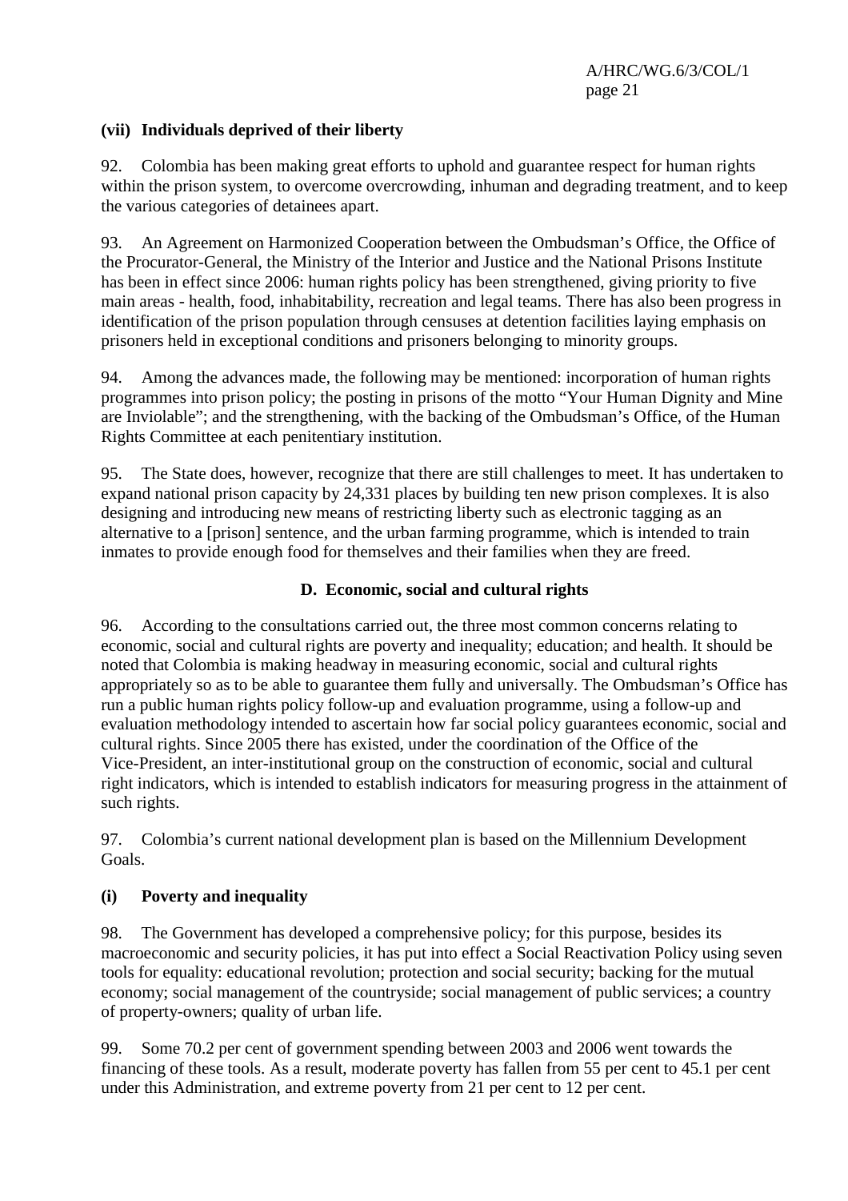### (vii) Individuals deprived of their liberty

92. Colombia has been making great efforts to uphold and guarantee respect for human rights within the prison system, to overcome overcrowding, inhuman and degrading treatment, and to keep the various categories of detainees apart.

93. An Agreement on Harmonized Cooperation between the Ombudsman's Office, the Office of the Procurator-General, the Ministry of the Interior and Justice and the National Prisons Institute has been in effect since 2006: human rights policy has been strengthened, giving priority to five main areas - health, food, inhabitability, recreation and legal teams. There has also been progress in identification of the prison population through censuses at detention facilities laying emphasis on prisoners held in exceptional conditions and prisoners belonging to minority groups.

94. Among the advances made, the following may be mentioned: incorporation of human rights programmes into prison policy; the posting in prisons of the motto "Your Human Dignity and Mine are Inviolable"; and the strengthening, with the backing of the Ombudsman's Office, of the Human Rights Committee at each penitentiary institution.

95. The State does, however, recognize that there are still challenges to meet. It has undertaken to expand national prison capacity by 24,331 places by building ten new prison complexes. It is also designing and introducing new means of restricting liberty such as electronic tagging as an alternative to a [prison] sentence, and the urban farming programme, which is intended to train inmates to provide enough food for themselves and their families when they are freed.

## D. Economic, social and cultural rights

96. According to the consultations carried out, the three most common concerns relating to economic, social and cultural rights are poverty and inequality; education; and health. It should be noted that Colombia is making headway in measuring economic, social and cultural rights appropriately so as to be able to guarantee them fully and universally. The Ombudsman's Office has run a public human rights policy follow-up and evaluation programme, using a follow-up and evaluation methodology intended to ascertain how far social policy guarantees economic, social and cultural rights. Since 2005 there has existed, under the coordination of the Office of the Vice-President, an inter-institutional group on the construction of economic, social and cultural right indicators, which is intended to establish indicators for measuring progress in the attainment of such rights.

97. Colombia's current national development plan is based on the Millennium Development Goals.

### (i) Poverty and inequality

98. The Government has developed a comprehensive policy; for this purpose, besides its macroeconomic and security policies, it has put into effect a Social Reactivation Policy using seven tools for equality: educational revolution; protection and social security; backing for the mutual economy; social management of the countryside; social management of public services; a country of property-owners; quality of urban life.

99. Some 70.2 per cent of government spending between 2003 and 2006 went towards the financing of these tools. As a result, moderate poverty has fallen from 55 per cent to 45.1 per cent under this Administration, and extreme poverty from 21 per cent to 12 per cent.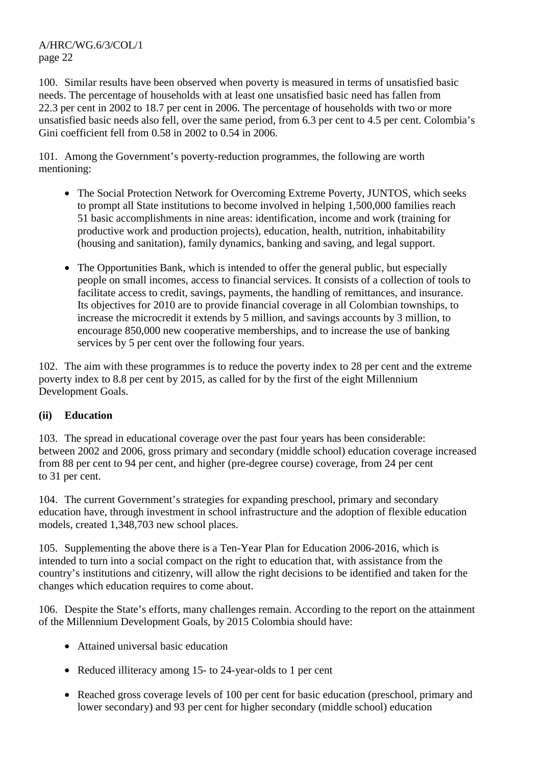100. Similar results have been observed when poverty is measured in terms of unsatisfied basic needs. The percentage of households with at least one unsatisfied basic need has fallen from 22.3 per cent in 2002 to 18.7 per cent in 2006. The percentage of households with two or more unsatisfied basic needs also fell, over the same period, from 6.3 per cent to 4.5 per cent. Colombia's Gini coefficient fell from 0.58 in 2002 to 0.54 in 2006.

101. Among the Government's poverty-reduction programmes, the following are worth mentioning:

- The Social Protection Network for Overcoming Extreme Poverty, JUNTOS, which seeks to prompt all State institutions to become involved in helping 1,500,000 families reach 51 basic accomplishments in nine areas: identification, income and work (training for productive work and production projects), education, health, nutrition, inhabitability (housing and sanitation), family dynamics, banking and saving, and legal support.

- The Opportunities Bank, which is intended to offer the general public, but especially people on small incomes, access to financial services. It consists of a collection of tools to facilitate access to credit, savings, payments, the handling of remittances, and insurance. Its objectives for 2010 are to provide financial coverage in all Colombian townships, to increase the microcredit it extends by 5 million, and savings accounts by 3 million, to encourage 850,000 new cooperative memberships, and to increase the use of banking services by 5 per cent over the following four years.

102. The aim with these programmes is to reduce the poverty index to 28 per cent and the extreme poverty index to 8.8 per cent by 2015, as called for by the first of the eight Millennium Development Goals.

### (ii) Education

103. The spread in educational coverage over the past four years has been considerable: between 2002 and 2006, gross primary and secondary (middle school) education coverage increased from 88 per cent to 94 per cent, and higher (pre-degree course) coverage, from 24 per cent to 31 per cent.

104. The current Government's strategies for expanding preschool, primary and secondary education have, through investment in school infrastructure and the adoption of flexible education models, created 1,348,703 new school places.

105. Supplementing the above there is a Ten-Year Plan for Education 2006-2016, which is intended to turn into a social compact on the right to education that, with assistance from the country's institutions and citizenry, will allow the right decisions to be identified and taken for the changes which education requires to come about.

106. Despite the State's efforts, many challenges remain. According to the report on the attainment of the Millennium Development Goals, by 2015 Colombia should have:

- Attained universal basic education

- Reduced illiteracy among 15- to 24-year-olds to 1 per cent

- Reached gross coverage levels of 100 per cent for basic education (preschool, primary and lower secondary) and 93 per cent for higher secondary (middle school) education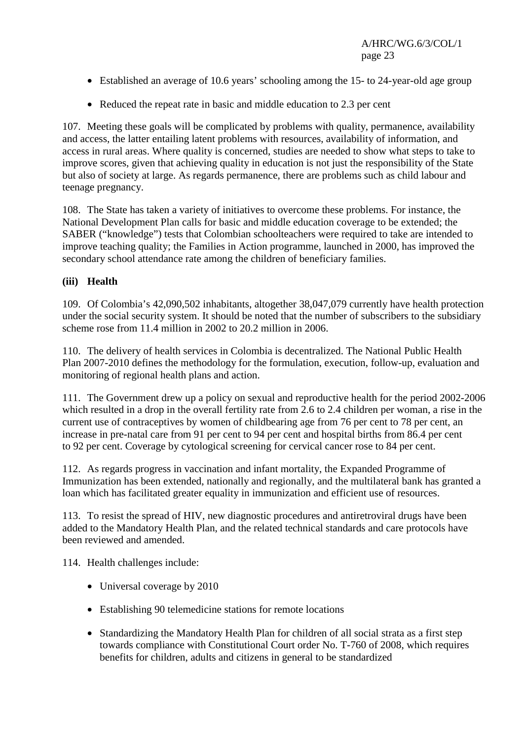- Established an average of 10.6 years' schooling among the 15- to 24-year-old age group
- Reduced the repeat rate in basic and middle education to 2.3 per cent

107. Meeting these goals will be complicated by problems with quality, permanence, availability and access, the latter entailing latent problems with resources, availability of information, and access in rural areas. Where quality is concerned, studies are needed to show what steps to take to improve scores, given that achieving quality in education is not just the responsibility of the State but also of society at large. As regards permanence, there are problems such as child labour and teenage pregnancy.

108. The State has taken a variety of initiatives to overcome these problems. For instance, the National Development Plan calls for basic and middle education coverage to be extended; the SABER ("knowledge") tests that Colombian schoolteachers were required to take are intended to improve teaching quality; the Families in Action programme, launched in 2000, has improved the secondary school attendance rate among the children of beneficiary families.

**(iii) Health**

109. Of Colombia's 42,090,502 inhabitants, altogether 38,047,079 currently have health protection under the social security system. It should be noted that the number of subscribers to the subsidiary scheme rose from 11.4 million in 2002 to 20.2 million in 2006.

110. The delivery of health services in Colombia is decentralized. The National Public Health Plan 2007-2010 defines the methodology for the formulation, execution, follow-up, evaluation and monitoring of regional health plans and action.

111. The Government drew up a policy on sexual and reproductive health for the period 2002-2006 which resulted in a drop in the overall fertility rate from 2.6 to 2.4 children per woman, a rise in the current use of contraceptives by women of childbearing age from 76 per cent to 78 per cent, an increase in pre-natal care from 91 per cent to 94 per cent and hospital births from 86.4 per cent to 92 per cent. Coverage by cytological screening for cervical cancer rose to 84 per cent.

112. As regards progress in vaccination and infant mortality, the Expanded Programme of Immunization has been extended, nationally and regionally, and the multilateral bank has granted a loan which has facilitated greater equality in immunization and efficient use of resources.

113. To resist the spread of HIV, new diagnostic procedures and antiretroviral drugs have been added to the Mandatory Health Plan, and the related technical standards and care protocols have been reviewed and amended.

114. Health challenges include:

- Universal coverage by 2010
- Establishing 90 telemedicine stations for remote locations
- Standardizing the Mandatory Health Plan for children of all social strata as a first step towards compliance with Constitutional Court order No. T-760 of 2008, which requires benefits for children, adults and citizens in general to be standardized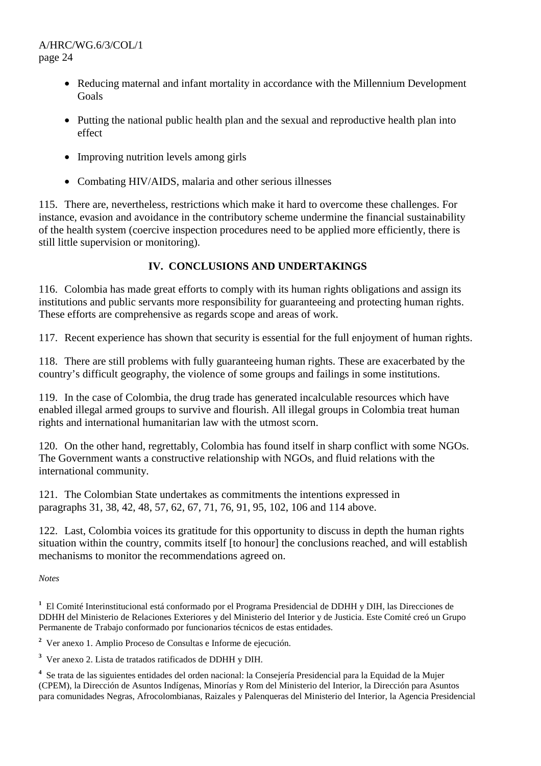- Reducing maternal and infant mortality in accordance with the Millennium Development Goals
- Putting the national public health plan and the sexual and reproductive health plan into effect
- Improving nutrition levels among girls
- Combating HIV/AIDS, malaria and other serious illnesses

115. There are, nevertheless, restrictions which make it hard to overcome these challenges. For instance, evasion and avoidance in the contributory scheme undermine the financial sustainability of the health system (coercive inspection procedures need to be applied more efficiently, there is still little supervision or monitoring).

## IV. CONCLUSIONS AND UNDERTAKINGS

116. Colombia has made great efforts to comply with its human rights obligations and assign its institutions and public servants more responsibility for guaranteeing and protecting human rights. These efforts are comprehensive as regards scope and areas of work.

117. Recent experience has shown that security is essential for the full enjoyment of human rights.

118. There are still problems with fully guaranteeing human rights. These are exacerbated by the country's difficult geography, the violence of some groups and failings in some institutions.

119. In the case of Colombia, the drug trade has generated incalculable resources which have enabled illegal armed groups to survive and flourish. All illegal groups in Colombia treat human rights and international humanitarian law with the utmost scorn.

120. On the other hand, regrettably, Colombia has found itself in sharp conflict with some NGOs. The Government wants a constructive relationship with NGOs, and fluid relations with the international community.

121. The Colombian State undertakes as commitments the intentions expressed in paragraphs 31, 38, 42, 48, 57, 62, 67, 71, 76, 91, 95, 102, 106 and 114 above.

122. Last, Colombia voices its gratitude for this opportunity to discuss in depth the human rights situation within the country, commits itself [to honour] the conclusions reached, and will establish mechanisms to monitor the recommendations agreed on.

*Notes*

[1] El Comité Interinstitucional está conformado por el Programa Presidencial de DDHH y DIH, las Direcciones de DDHH del Ministerio de Relaciones Exteriores y del Ministerio del Interior y de Justicia. Este Comité creó un Grupo Permanente de Trabajo conformado por funcionarios técnicos de estas entidades.

[2] Ver anexo 1. Amplio Proceso de Consultas e Informe de ejecución.

[3] Ver anexo 2. Lista de tratados ratificados de DDHH y DIH.

[4] Se trata de las siguientes entidades del orden nacional: la Consejería Presidencial para la Equidad de la Mujer (CPEM), la Dirección de Asuntos Indígenas, Minorías y Rom del Ministerio del Interior, la Dirección para Asuntos para comunidades Negras, Afrocolombianas, Raizales y Palenqueras del Ministerio del Interior, la Agencia Presidencial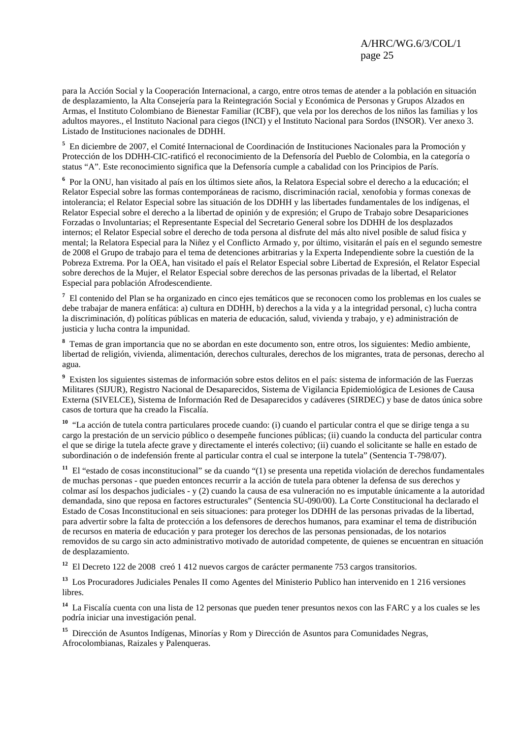para la Acción Social y la Cooperación Internacional, a cargo, entre otros temas de atender a la población en situación de desplazamiento, la Alta Consejería para la Reintegración Social y Económica de Personas y Grupos Alzados en Armas, el Instituto Colombiano de Bienestar Familiar (ICBF), que vela por los derechos de los niños las familias y los adultos mayores., el Instituto Nacional para ciegos (INCI) y el Instituto Nacional para Sordos (INSOR). Ver anexo 3. Listado de Instituciones nacionales de DDHH.

[5] En diciembre de 2007, el Comité Internacional de Coordinación de Instituciones Nacionales para la Promoción y Protección de los DDHH-CIC-ratificó el reconocimiento de la Defensoría del Pueblo de Colombia, en la categoría o status "A". Este reconocimiento significa que la Defensoría cumple a cabalidad con los Principios de París.

[6] Por la ONU, han visitado al país en los últimos siete años, la Relatora Especial sobre el derecho a la educación; el Relator Especial sobre las formas contemporáneas de racismo, discriminación racial, xenofobia y formas conexas de intolerancia; el Relator Especial sobre las situación de los DDHH y las libertades fundamentales de los indígenas, el Relator Especial sobre el derecho a la libertad de opinión y de expresión; el Grupo de Trabajo sobre Desapariciones Forzadas o Involuntarias; el Representante Especial del Secretario General sobre los DDHH de los desplazados internos; el Relator Especial sobre el derecho de toda persona al disfrute del más alto nivel posible de salud física y mental; la Relatora Especial para la Niñez y el Conflicto Armado y, por último, visitarán el país en el segundo semestre de 2008 el Grupo de trabajo para el tema de detenciones arbitrarias y la Experta Independiente sobre la cuestión de la Pobreza Extrema. Por la OEA, han visitado el país el Relator Especial sobre Libertad de Expresión, el Relator Especial sobre derechos de la Mujer, el Relator Especial sobre derechos de las personas privadas de la libertad, el Relator Especial para población Afrodescendiente.

[7] El contenido del Plan se ha organizado en cinco ejes temáticos que se reconocen como los problemas en los cuales se debe trabajar de manera enfática: a) cultura en DDHH, b) derechos a la vida y a la integridad personal, c) lucha contra la discriminación, d) políticas públicas en materia de educación, salud, vivienda y trabajo, y e) administración de justicia y lucha contra la impunidad.

[8] Temas de gran importancia que no se abordan en este documento son, entre otros, los siguientes: Medio ambiente, libertad de religión, vivienda, alimentación, derechos culturales, derechos de los migrantes, trata de personas, derecho al agua.

[9] Existen los siguientes sistemas de información sobre estos delitos en el país: sistema de información de las Fuerzas Militares (SIJUR), Registro Nacional de Desaparecidos, Sistema de Vigilancia Epidemiológica de Lesiones de Causa Externa (SIVELCE), Sistema de Información Red de Desaparecidos y cadáveres (SIRDEC) y base de datos única sobre casos de tortura que ha creado la Fiscalía.

[10] "La acción de tutela contra particulares procede cuando: (i) cuando el particular contra el que se dirige tenga a su cargo la prestación de un servicio público o desempeñe funciones públicas; (ii) cuando la conducta del particular contra el que se dirige la tutela afecte grave y directamente el interés colectivo; (ii) cuando el solicitante se halle en estado de subordinación o de indefensión frente al particular contra el cual se interpone la tutela" (Sentencia T-798/07).

[11] El "estado de cosas inconstitucional" se da cuando "(1) se presenta una repetida violación de derechos fundamentales de muchas personas - que pueden entonces recurrir a la acción de tutela para obtener la defensa de sus derechos y colmar así los despachos judiciales - y (2) cuando la causa de esa vulneración no es imputable únicamente a la autoridad demandada, sino que reposa en factores estructurales" (Sentencia SU-090/00). La Corte Constitucional ha declarado el Estado de Cosas Inconstitucional en seis situaciones: para proteger los DDHH de las personas privadas de la libertad, para advertir sobre la falta de protección a los defensores de derechos humanos, para examinar el tema de distribución de recursos en materia de educación y para proteger los derechos de las personas pensionadas, de los notarios removidos de su cargo sin acto administrativo motivado de autoridad competente, de quienes se encuentran en situación de desplazamiento.

[12] El Decreto 122 de 2008 creó 1 412 nuevos cargos de carácter permanente 753 cargos transitorios.

[13] Los Procuradores Judiciales Penales II como Agentes del Ministerio Publico han intervenido en 1 216 versiones libres.

[14] La Fiscalía cuenta con una lista de 12 personas que pueden tener presuntos nexos con las FARC y a los cuales se les podría iniciar una investigación penal.

[15] Dirección de Asuntos Indígenas, Minorías y Rom y Dirección de Asuntos para Comunidades Negras, Afrocolombianas, Raizales y Palenqueras.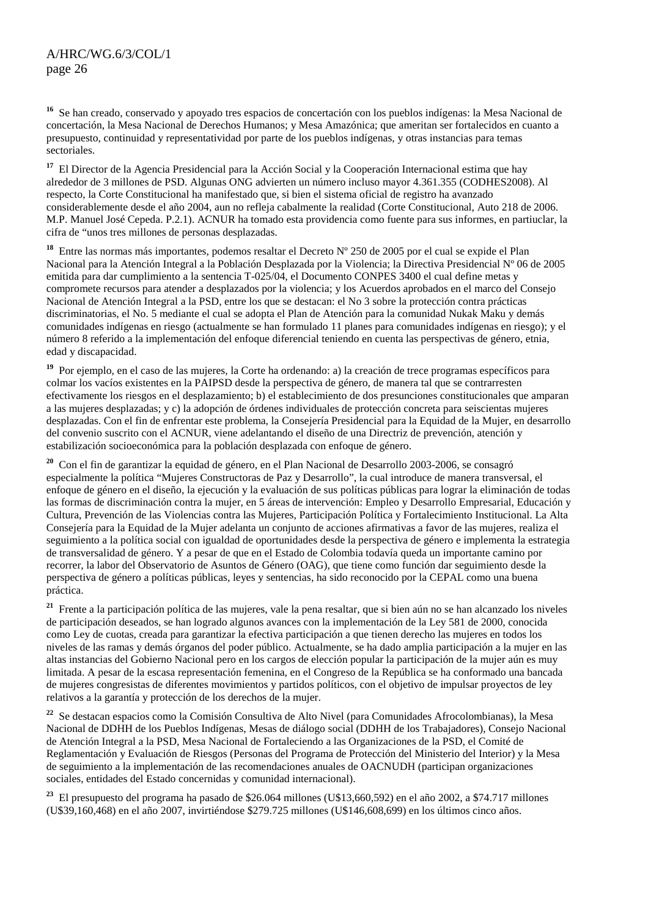[16] Se han creado, conservado y apoyado tres espacios de concertación con los pueblos indígenas: la Mesa Nacional de concertación, la Mesa Nacional de Derechos Humanos; y Mesa Amazónica; que ameritan ser fortalecidos en cuanto a presupuesto, continuidad y representatividad por parte de los pueblos indígenas, y otras instancias para temas sectoriales.

[17] El Director de la Agencia Presidencial para la Acción Social y la Cooperación Internacional estima que hay alrededor de 3 millones de PSD. Algunas ONG advierten un número incluso mayor 4.361.355 (CODHES2008). Al respecto, la Corte Constitucional ha manifestado que, si bien el sistema oficial de registro ha avanzado considerablemente desde el año 2004, aun no refleja cabalmente la realidad (Corte Constitucional, Auto 218 de 2006. M.P. Manuel José Cepeda. P.2.1). ACNUR ha tomado esta providencia como fuente para sus informes, en partiuclar, la cifra de "unos tres millones de personas desplazadas.

[18] Entre las normas más importantes, podemos resaltar el Decreto Nº 250 de 2005 por el cual se expide el Plan Nacional para la Atención Integral a la Población Desplazada por la Violencia; la Directiva Presidencial Nº 06 de 2005 emitida para dar cumplimiento a la sentencia T-025/04, el Documento CONPES 3400 el cual define metas y compromete recursos para atender a desplazados por la violencia; y los Acuerdos aprobados en el marco del Consejo Nacional de Atención Integral a la PSD, entre los que se destacan: el No 3 sobre la protección contra prácticas discriminatorias, el No. 5 mediante el cual se adopta el Plan de Atención para la comunidad Nukak Maku y demás comunidades indígenas en riesgo (actualmente se han formulado 11 planes para comunidades indígenas en riesgo); y el número 8 referido a la implementación del enfoque diferencial teniendo en cuenta las perspectivas de género, etnia, edad y discapacidad.

[19] Por ejemplo, en el caso de las mujeres, la Corte ha ordenando: a) la creación de trece programas específicos para colmar los vacíos existentes en la PAIPSD desde la perspectiva de género, de manera tal que se contrarresten efectivamente los riesgos en el desplazamiento; b) el establecimiento de dos presunciones constitucionales que amparan a las mujeres desplazadas; y c) la adopción de órdenes individuales de protección concreta para seiscientas mujeres desplazadas. Con el fin de enfrentar este problema, la Consejería Presidencial para la Equidad de la Mujer, en desarrollo del convenio suscrito con el ACNUR, viene adelantando el diseño de una Directriz de prevención, atención y estabilización socioeconómica para la población desplazada con enfoque de género.

[20] Con el fin de garantizar la equidad de género, en el Plan Nacional de Desarrollo 2003-2006, se consagró especialmente la política "Mujeres Constructoras de Paz y Desarrollo", la cual introduce de manera transversal, el enfoque de género en el diseño, la ejecución y la evaluación de sus políticas públicas para lograr la eliminación de todas las formas de discriminación contra la mujer, en 5 áreas de intervención: Empleo y Desarrollo Empresarial, Educación y Cultura, Prevención de las Violencias contra las Mujeres, Participación Política y Fortalecimiento Institucional. La Alta Consejería para la Equidad de la Mujer adelanta un conjunto de acciones afirmativas a favor de las mujeres, realiza el seguimiento a la política social con igualdad de oportunidades desde la perspectiva de género e implementa la estrategia de transversalidad de género. Y a pesar de que en el Estado de Colombia todavía queda un importante camino por recorrer, la labor del Observatorio de Asuntos de Género (OAG), que tiene como función dar seguimiento desde la perspectiva de género a políticas públicas, leyes y sentencias, ha sido reconocido por la CEPAL como una buena práctica.

[21] Frente a la participación política de las mujeres, vale la pena resaltar, que si bien aún no se han alcanzado los niveles de participación deseados, se han logrado algunos avances con la implementación de la Ley 581 de 2000, conocida como Ley de cuotas, creada para garantizar la efectiva participación a que tienen derecho las mujeres en todos los niveles de las ramas y demás órganos del poder público. Actualmente, se ha dado amplia participación a la mujer en las altas instancias del Gobierno Nacional pero en los cargos de elección popular la participación de la mujer aún es muy limitada. A pesar de la escasa representación femenina, en el Congreso de la República se ha conformado una bancada de mujeres congresistas de diferentes movimientos y partidos políticos, con el objetivo de impulsar proyectos de ley relativos a la garantía y protección de los derechos de la mujer.

[22] Se destacan espacios como la Comisión Consultiva de Alto Nivel (para Comunidades Afrocolombianas), la Mesa Nacional de DDHH de los Pueblos Indígenas, Mesas de diálogo social (DDHH de los Trabajadores), Consejo Nacional de Atención Integral a la PSD, Mesa Nacional de Fortaleciendo a las Organizaciones de la PSD, el Comité de Reglamentación y Evaluación de Riesgos (Personas del Programa de Protección del Ministerio del Interior) y la Mesa de seguimiento a la implementación de las recomendaciones anuales de OACNUDH (participan organizaciones sociales, entidades del Estado concernidas y comunidad internacional).

[23] El presupuesto del programa ha pasado de $26.064 millones (U$13,660,592) en el año 2002, a $74.717 millones (U$39,160,468) en el año 2007, invirtiéndose $279.725 millones (U$146,608,699) en los últimos cinco años.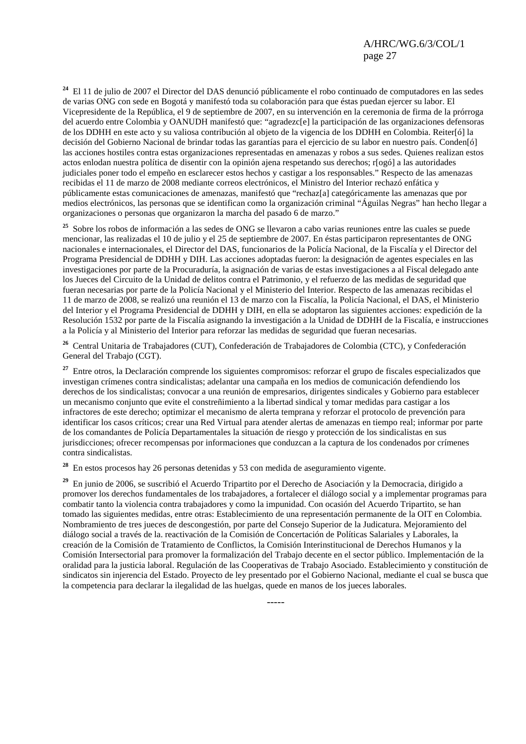[24] El 11 de julio de 2007 el Director del DAS denunció públicamente el robo continuado de computadores en las sedes de varias ONG con sede en Bogotá y manifestó toda su colaboración para que éstas puedan ejercer su labor. El Vicepresidente de la República, el 9 de septiembre de 2007, en su intervención en la ceremonia de firma de la prórroga del acuerdo entre Colombia y OANUDH manifestó que: "agradezc[e] la participación de las organizaciones defensoras de los DDHH en este acto y su valiosa contribución al objeto de la vigencia de los DDHH en Colombia. Reiter[ó] la decisión del Gobierno Nacional de brindar todas las garantías para el ejercicio de su labor en nuestro país. Conden[ó] las acciones hostiles contra estas organizaciones representadas en amenazas y robos a sus sedes. Quienes realizan estos actos enlodan nuestra política de disentir con la opinión ajena respetando sus derechos; r[ogó] a las autoridades judiciales poner todo el empeño en esclarecer estos hechos y castigar a los responsables." Respecto de las amenazas recibidas el 11 de marzo de 2008 mediante correos electrónicos, el Ministro del Interior rechazó enfática y públicamente estas comunicaciones de amenazas, manifestó que "rechaz[a] categóricamente las amenazas que por medios electrónicos, las personas que se identifican como la organización criminal "Águilas Negras" han hecho llegar a organizaciones o personas que organizaron la marcha del pasado 6 de marzo."

[25] Sobre los robos de información a las sedes de ONG se llevaron a cabo varias reuniones entre las cuales se puede mencionar, las realizadas el 10 de julio y el 25 de septiembre de 2007. En éstas participaron representantes de ONG nacionales e internacionales, el Director del DAS, funcionarios de la Policía Nacional, de la Fiscalía y el Director del Programa Presidencial de DDHH y DIH. Las acciones adoptadas fueron: la designación de agentes especiales en las investigaciones por parte de la Procuraduría, la asignación de varias de estas investigaciones a al Fiscal delegado ante los Jueces del Circuito de la Unidad de delitos contra el Patrimonio, y el refuerzo de las medidas de seguridad que fueran necesarias por parte de la Policía Nacional y el Ministerio del Interior. Respecto de las amenazas recibidas el 11 de marzo de 2008, se realizó una reunión el 13 de marzo con la Fiscalía, la Policía Nacional, el DAS, el Ministerio del Interior y el Programa Presidencial de DDHH y DIH, en ella se adoptaron las siguientes acciones: expedición de la Resolución 1532 por parte de la Fiscalía asignando la investigación a la Unidad de DDHH de la Fiscalía, e instrucciones a la Policía y al Ministerio del Interior para reforzar las medidas de seguridad que fueran necesarias.

[26] Central Unitaria de Trabajadores (CUT), Confederación de Trabajadores de Colombia (CTC), y Confederación General del Trabajo (CGT).

[27] Entre otros, la Declaración comprende los siguientes compromisos: reforzar el grupo de fiscales especializados que investigan crímenes contra sindicalistas; adelantar una campaña en los medios de comunicación defendiendo los derechos de los sindicalistas; convocar a una reunión de empresarios, dirigentes sindicales y Gobierno para establecer un mecanismo conjunto que evite el constreñimiento a la libertad sindical y tomar medidas para castigar a los infractores de este derecho; optimizar el mecanismo de alerta temprana y reforzar el protocolo de prevención para identificar los casos críticos; crear una Red Virtual para atender alertas de amenazas en tiempo real; informar por parte de los comandantes de Policía Departamentales la situación de riesgo y protección de los sindicalistas en sus jurisdicciones; ofrecer recompensas por informaciones que conduzcan a la captura de los condenados por crímenes contra sindicalistas.

[28] En estos procesos hay 26 personas detenidas y 53 con medida de aseguramiento vigente.

[29] En junio de 2006, se suscribió el Acuerdo Tripartito por el Derecho de Asociación y la Democracia, dirigido a promover los derechos fundamentales de los trabajadores, a fortalecer el diálogo social y a implementar programas para combatir tanto la violencia contra trabajadores y como la impunidad. Con ocasión del Acuerdo Tripartito, se han tomado las siguientes medidas, entre otras: Establecimiento de una representación permanente de la OIT en Colombia. Nombramiento de tres jueces de descongestión, por parte del Consejo Superior de la Judicatura. Mejoramiento del diálogo social a través de la. reactivación de la Comisión de Concertación de Políticas Salariales y Laborales, la creación de la Comisión de Tratamiento de Conflictos, la Comisión Interinstitucional de Derechos Humanos y la Comisión Intersectorial para promover la formalización del Trabajo decente en el sector público. Implementación de la oralidad para la justicia laboral. Regulación de las Cooperativas de Trabajo Asociado. Establecimiento y constitución de sindicatos sin injerencia del Estado. Proyecto de ley presentado por el Gobierno Nacional, mediante el cual se busca que la competencia para declarar la ilegalidad de las huelgas, quede en manos de los jueces laborales.

-----